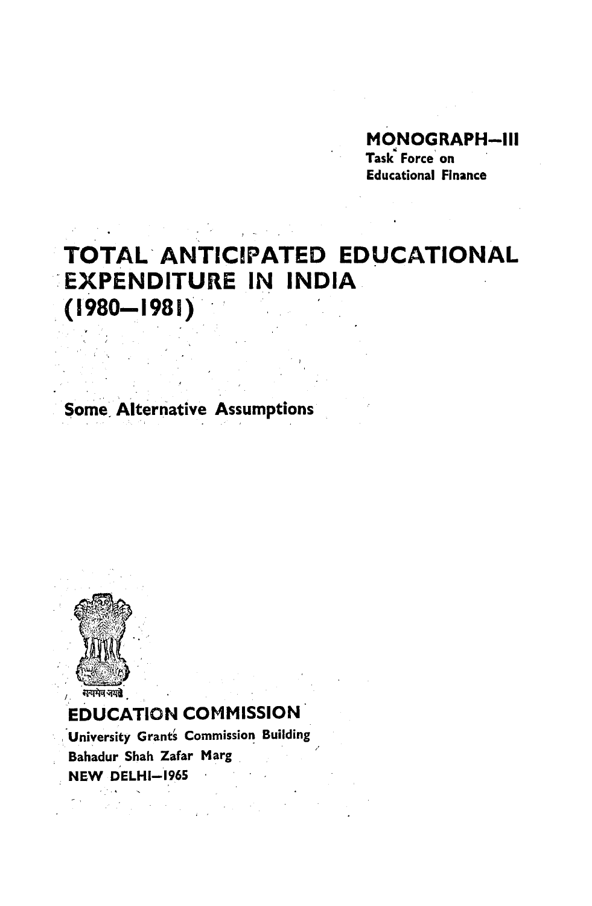MONOGRAPH—III
Task Force on
Educational Finance

# TOTAL ANTICIPATED EDUCATIONAL EXPENDITURE IN INDIA (1980—1981)

Some Alternative Assumptions

सत्यमेव जयते

EDUCATION COMMISSION
University Grants Commission Building
Bahadur Shah Zafar Marg
NEW DELHI—1965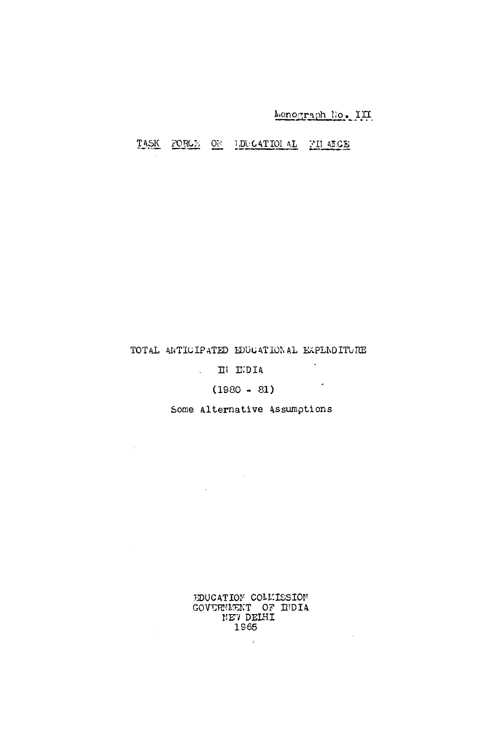Monograph No. III

TASK FORCE ON EDUCATIONAL FINANCE

# TOTAL ANTICIPATED EDUCATIONAL EXPENDITURE IN INDIA (1980 - 81)

## Some Alternative Assumptions

EDUCATION COMMISSION
GOVERNMENT OF INDIA
NEW DELHI
1965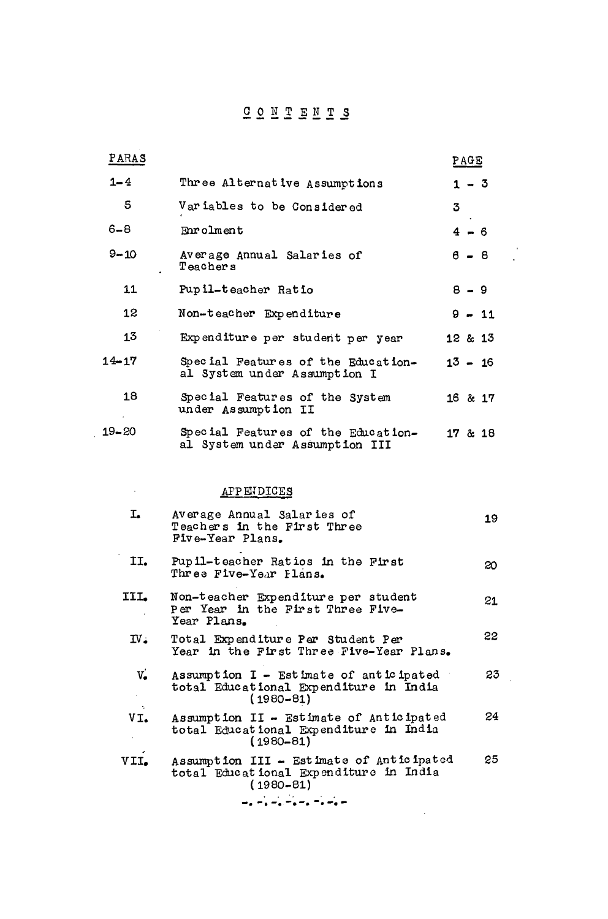# CONTENTS

| PARAS | | PAGE |
|---|---|---|
| 1-4 | Three Alternative Assumptions | 1 - 3 |
| 5 | Variables to be Considered | 3 |
| 6-8 | Enrolment | 4 - 6 |
| 9-10 | Average Annual Salaries of Teachers | 6 - 8 |
| 11 | Pupil-teacher Ratio | 8 - 9 |
| 12 | Non-teacher Expenditure | 9 - 11 |
| 13 | Expenditure per student per year | 12 & 13 |
| 14-17 | Special Features of the Educational System under Assumption I | 13 - 16 |
| 18 | Special Features of the System under Assumption II | 16 & 17 |
| 19-20 | Special Features of the Educational System under Assumption III | 17 & 18 |

## APPENDICES

| | | |
|---|---|---|
| I. | Average Annual Salaries of Teachers in the First Three Five-Year Plans. | 19 |
| II. | Pupil-teacher Ratios in the First Three Five-Year Plans. | 20 |
| III. | Non-teacher Expenditure per student Per Year in the First Three Five-Year Plans. | 21 |
| IV. | Total Expenditure Per Student Per Year in the First Three Five-Year Plans. | 22 |
| V. | Assumption I - Estimate of anticipated total Educational Expenditure in India (1980-81) | 23 |
| VI. | Assumption II - Estimate of Anticipated total Educational Expenditure in India (1980-81) | 24 |
| VII. | Assumption III - Estimate of Anticipated total Educational Expenditure in India (1980-81) | 25 |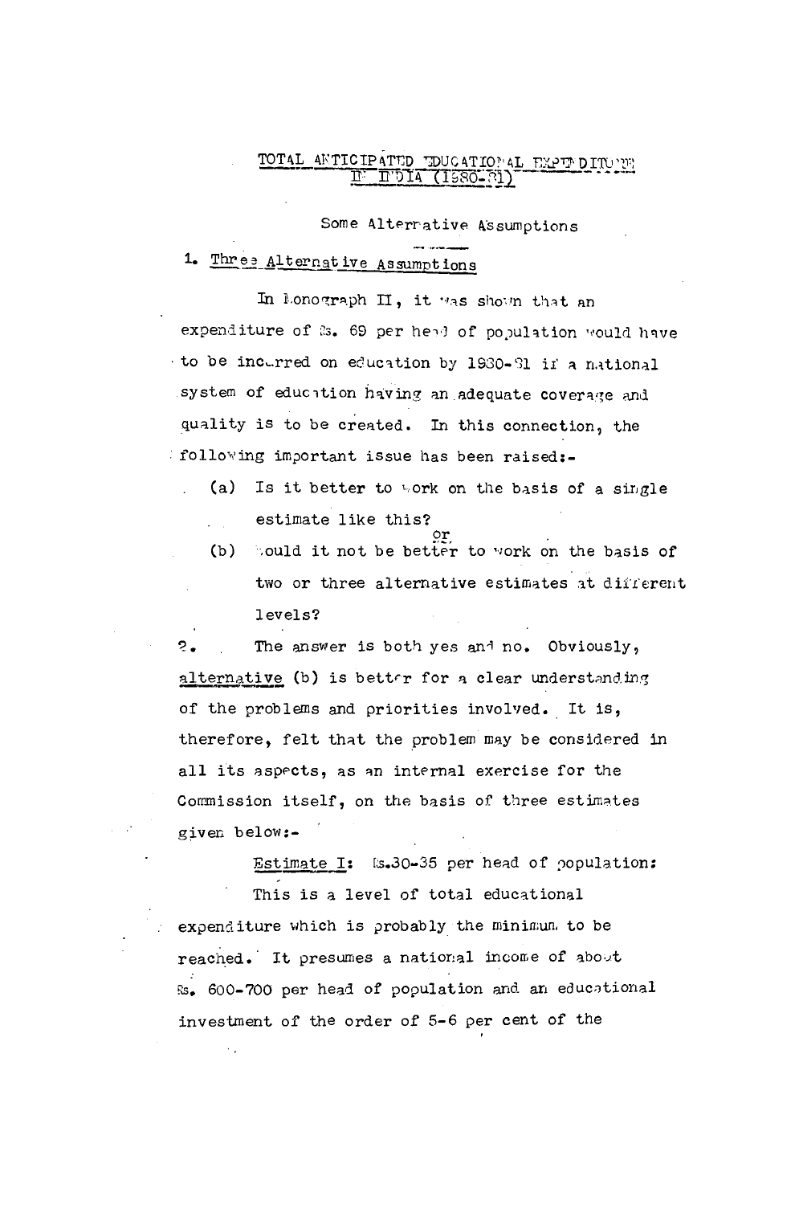## TOTAL ANTICIPATED EDUCATIONAL EXPENDITURE IN INDIA (1980-81)

### Some Alternative Assumptions

### 1. Three Alternative Assumptions

In Monograph II, it was shown that an expenditure of Rs. 69 per head of population would have to be incurred on education by 1980-81 if a national system of education having an adequate coverage and quality is to be created. In this connection, the following important issue has been raised:-

(a) Is it better to work on the basis of a single estimate like this?

or

(b) Would it not be better to work on the basis of two or three alternative estimates at different levels?

2. The answer is both yes and no. Obviously, alternative (b) is better for a clear understanding of the problems and priorities involved. It is, therefore, felt that the problem may be considered in all its aspects, as an internal exercise for the Commission itself, on the basis of three estimates given below:-

Estimate I: Rs.30-35 per head of population:

This is a level of total educational expenditure which is probably the minimum to be reached. It presumes a national income of about Rs. 600-700 per head of population and an educational investment of the order of 5-6 per cent of the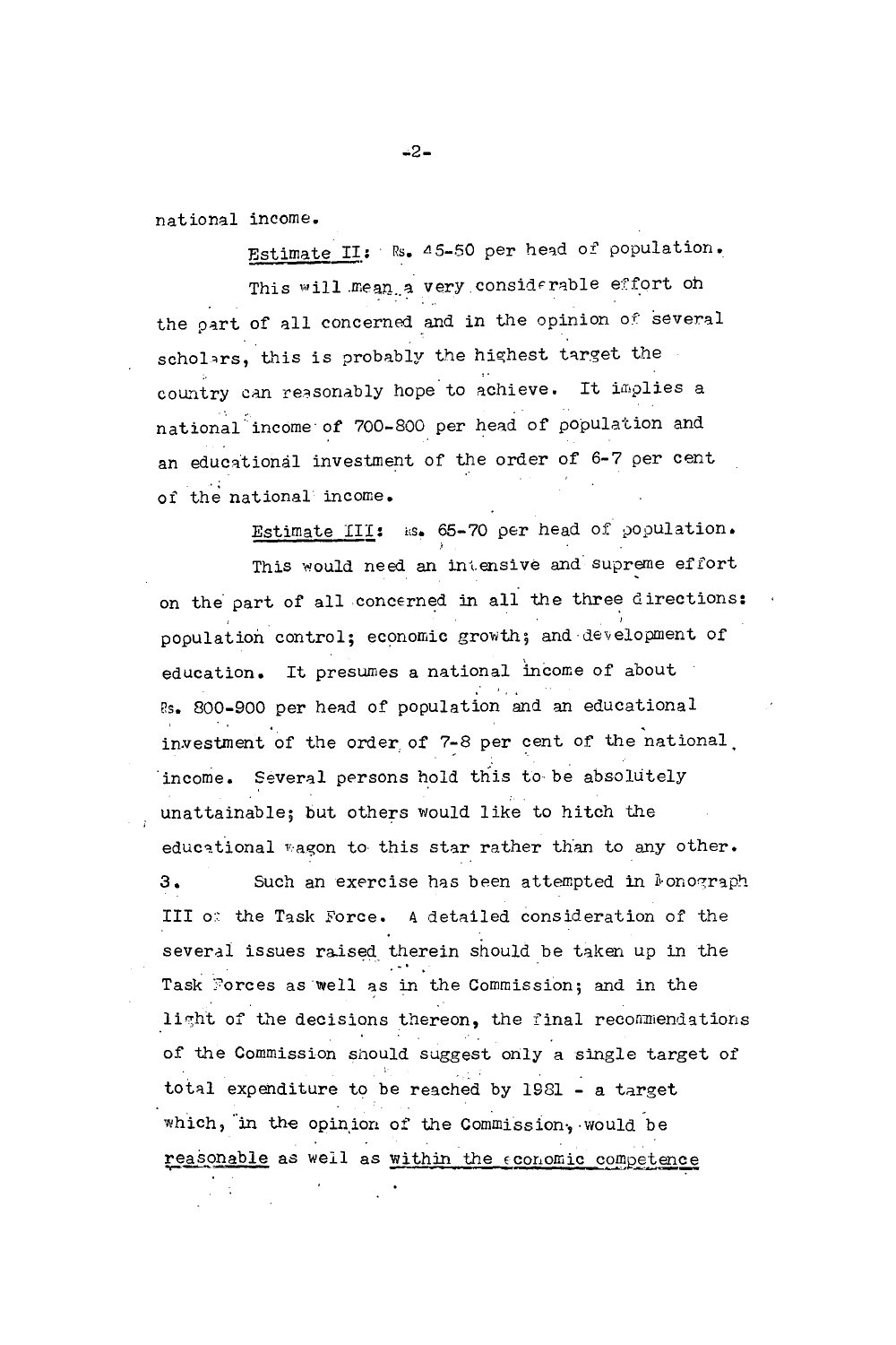national income.

Estimate II: Rs. 45-50 per head of population.

This will mean a very considerable effort on the part of all concerned and in the opinion of several scholars, this is probably the highest target the country can reasonably hope to achieve. It implies a national income of 700-800 per head of population and an educational investment of the order of 6-7 per cent of the national income.

Estimate III: Rs. 65-70 per head of population.

This would need an intensive and supreme effort on the part of all concerned in all the three directions: population control; economic growth; and development of education. It presumes a national income of about Rs. 800-900 per head of population and an educational investment of the order of 7-8 per cent of the national income. Several persons hold this to be absolutely unattainable; but others would like to hitch the educational wagon to this star rather than to any other.

3. Such an exercise has been attempted in Monograph III of the Task Force. A detailed consideration of the several issues raised therein should be taken up in the Task Forces as well as in the Commission; and in the light of the decisions thereon, the final recommendations of the Commission should suggest only a single target of total expenditure to be reached by 1981 - a target which, in the opinion of the Commission, would be <u>reasonable</u> as well as <u>within the economic competence</u>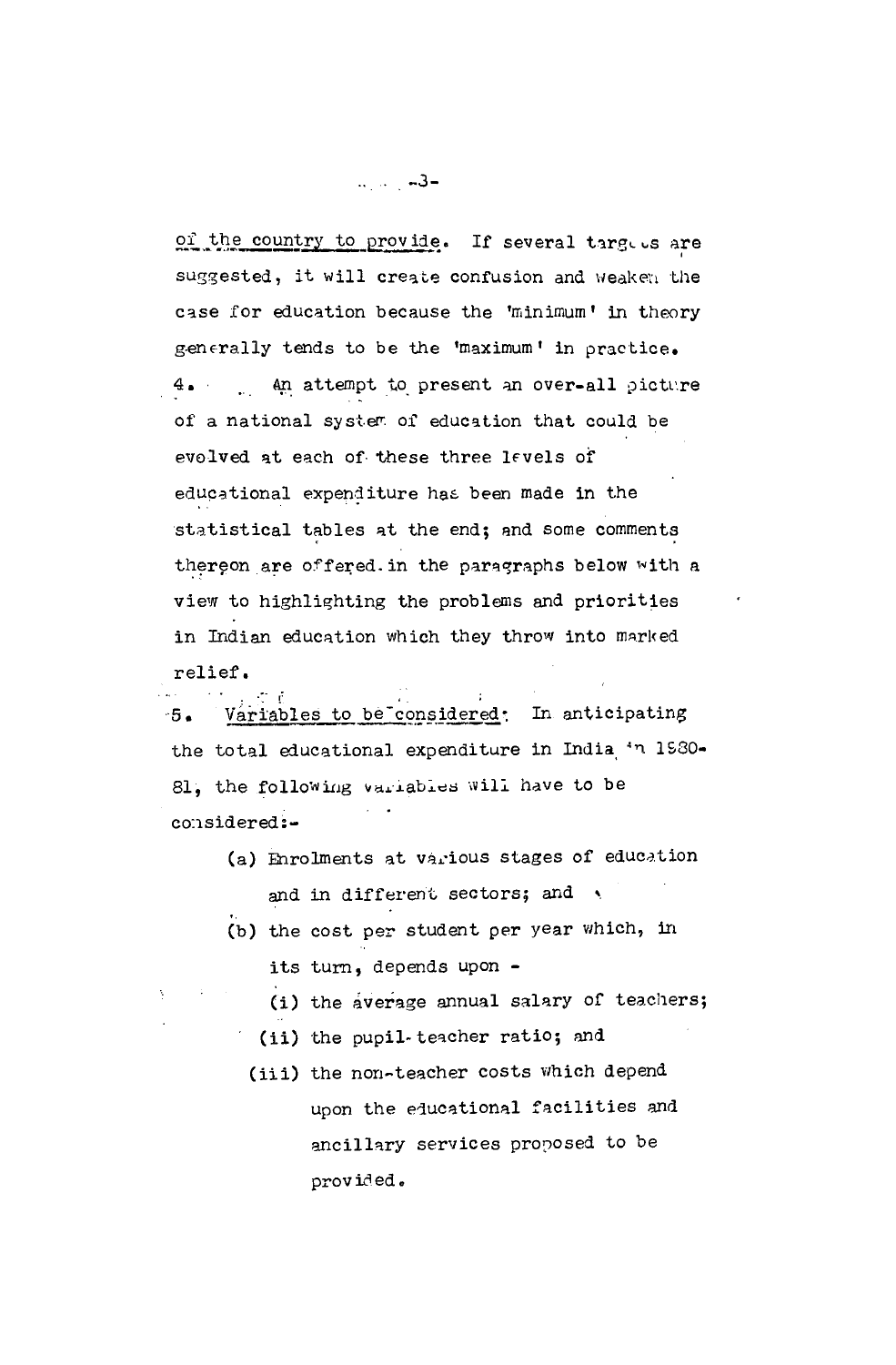of the country to provide. If several targets are suggested, it will create confusion and weaken the case for education because the 'minimum' in theory generally tends to be the 'maximum' in practice.

4. An attempt to present an over-all picture of a national system of education that could be evolved at each of these three levels of educational expenditure has been made in the statistical tables at the end; and some comments thereon are offered in the paragraphs below with a view to highlighting the problems and priorities in Indian education which they throw into marked relief.

5. Variables to be considered: In anticipating the total educational expenditure in India in 1980-81, the following variables will have to be considered:-

(a) Enrolments at various stages of education and in different sectors; and

(b) the cost per student per year which, in its turn, depends upon -

(i) the average annual salary of teachers;

(ii) the pupil-teacher ratio; and

(iii) the non-teacher costs which depend upon the educational facilities and ancillary services proposed to be provided.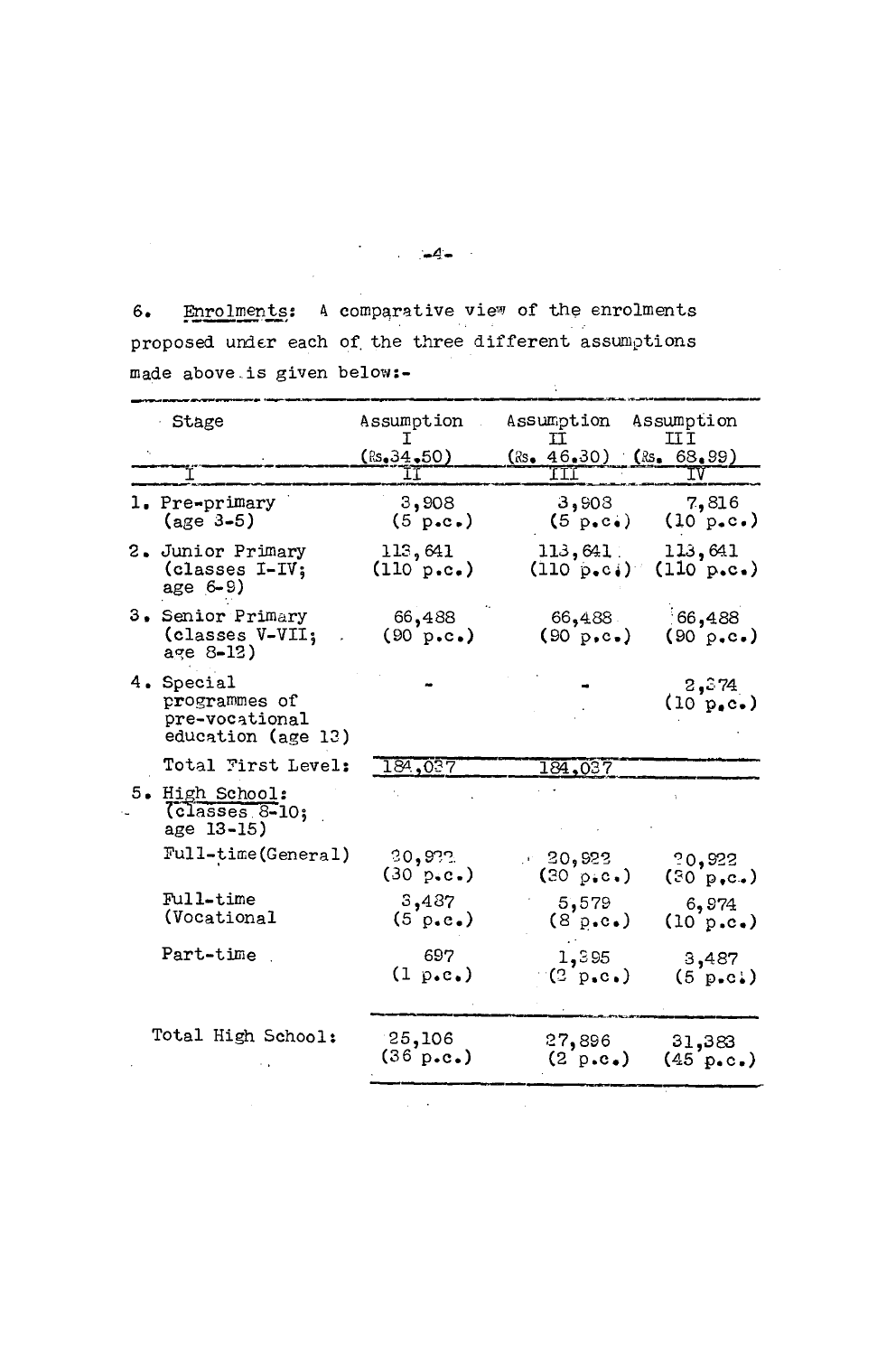6. Enrolments: A comparative view of the enrolments proposed under each of the three different assumptions made above is given below:-

| Stage | Assumption I (Rs.34.50) | Assumption II (Rs. 46.30) | Assumption III (Rs. 68.99) |
|---|---|---|---|
| I | II | III | IV |
| 1. Pre-primary (age 3-5) | 3,908 (5 p.c.) | 3,908 (5 p.c.) | 7,816 (10 p.c.) |
| 2. Junior Primary (classes I-IV; age 6-9) | 113,641 (110 p.c.) | 113,641 (110 p.c.) | 113,641 (110 p.c.) |
| 3. Senior Primary (classes V-VII; age 8-12) | 66,488 (90 p.c.) | 66,488 (90 p.c.) | 66,488 (90 p.c.) |
| 4. Special programmes of pre-vocational education (age 13) | - | - | 2,374 (10 p.c.) |
| Total First Level: | 184,037 | 184,037 | |
| 5. High School: (classes 8-10; age 13-15) | | | |
| Full-time (General) | 20,922 (30 p.c.) | 20,922 (30 p.c.) | 20,922 (30 p.c.) |
| Full-time (Vocational | 3,487 (5 p.c.) | 5,579 (8 p.c.) | 6,974 (10 p.c.) |
| Part-time | 697 (1 p.c.) | 1,395 (2 p.c.) | 3,487 (5 p.c.) |
| Total High School: | 25,106 (36 p.c.) | 27,896 (2 p.c.) | 31,383 (45 p.c.) |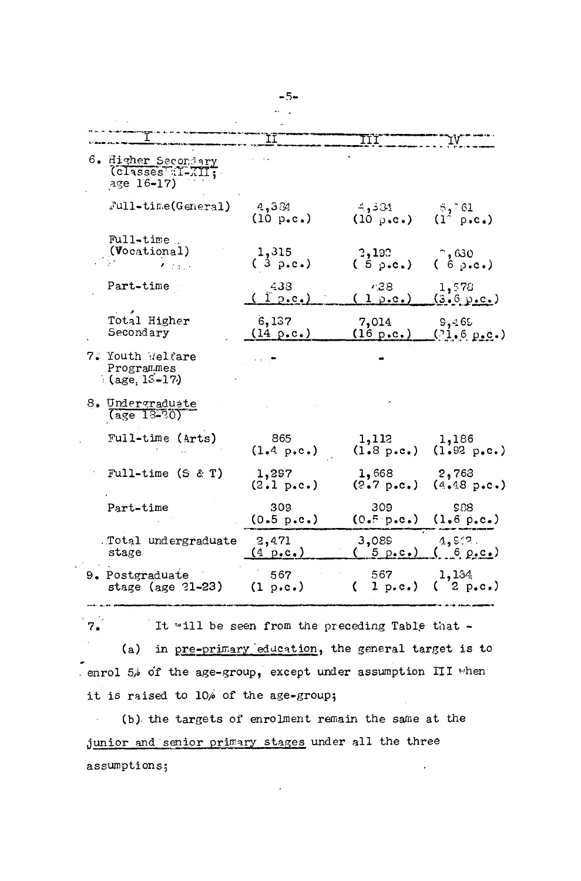| I | II | III | IV |
|---|---|---|---|
| 6. Higher Secondary (classes XI-XII; age 16-17) | | | |
| Full-time (General) | 4,384 (10 p.c.) | 4,384 (10 p.c.) | 5,261 (12 p.c.) |
| Full-time (Vocational) | 1,315 (3 p.c.) | 2,192 (5 p.c.) | 2,630 (6 p.c.) |
| Part-time | 438 (1 p.c.) | 438 (1 p.c.) | 1,578 (3.6 p.c.) |
| Total Higher Secondary | 6,137 (14 p.c.) | 7,014 (16 p.c.) | 9,469 (21.6 p.c.) |
| 7. Youth Welfare Programmes (age 15-17) | - | - | |
| 8. Undergraduate (age 18-20) | | | |
| Full-time (Arts) | 865 (1.4 p.c.) | 1,112 (1.8 p.c.) | 1,186 (1.92 p.c.) |
| Full-time (S & T) | 1,297 (2.1 p.c.) | 1,668 (2.7 p.c.) | 2,768 (4.48 p.c.) |
| Part-time | 309 (0.5 p.c.) | 309 (0.5 p.c.) | 988 (1.6 p.c.) |
| Total undergraduate stage | 2,471 (4 p.c.) | 3,089 (5 p.c.) | 4,942 (6 p.c.) |
| 9. Postgraduate stage (age 21-23) | 567 (1 p.c.) | 567 (1 p.c.) | 1,134 (2 p.c.) |

7. It will be seen from the preceding Table that -

(a) in pre-primary education, the general target is to enrol 5% of the age-group, except under assumption III when it is raised to 10% of the age-group;

(b) the targets of enrolment remain the same at the junior and senior primary stages under all the three assumptions;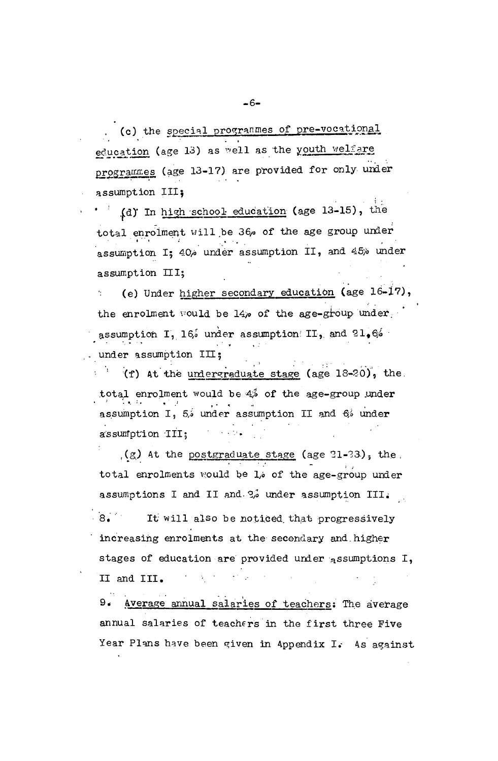(c) the <u>special programmes of pre-vocational education</u> (age 13) as well as the <u>youth welfare programmes</u> (age 13-17) are provided for only under assumption III;

(d) In <u>high school education</u> (age 13-15), the total enrolment will be 36% of the age group under assumption I; 40% under assumption II, and 45% under assumption III;

(e) Under <u>higher secondary education</u> (age 16-17), the enrolment would be 14% of the age-group under assumption I, 16% under assumption II, and 21.6% under assumption III;

(f) At the <u>undergraduate stage</u> (age 18-20), the total enrolment would be 4% of the age-group under assumption I, 5% under assumption II and 6% under assumption III;

(g) At the <u>postgraduate stage</u> (age 21-23), the total enrolments would be 1% of the age-group under assumptions I and II and 2% under assumption III.

8. It will also be noticed that progressively increasing enrolments at the secondary and higher stages of education are provided under assumptions I, II and III.

9. <u>Average annual salaries of teachers</u>: The average annual salaries of teachers in the first three Five Year Plans have been given in Appendix I. As against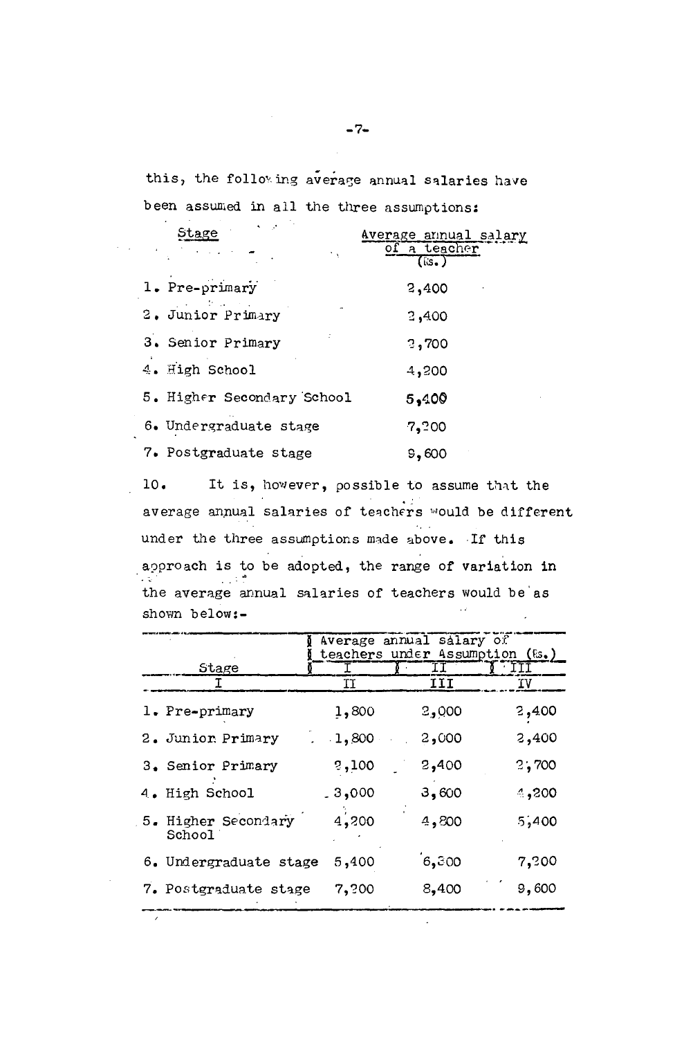this, the following average annual salaries have been assumed in all the three assumptions:

| Stage | Average annual salary of a teacher (Rs.) |
|---|---|
| 1. Pre-primary | 2,400 |
| 2. Junior Primary | 2,400 |
| 3. Senior Primary | 2,700 |
| 4. High School | 4,200 |
| 5. Higher Secondary School | 5,400 |
| 6. Undergraduate stage | 7,200 |
| 7. Postgraduate stage | 9,600 |

10. It is, however, possible to assume that the average annual salaries of teachers would be different under the three assumptions made above. If this approach is to be adopted, the range of variation in the average annual salaries of teachers would be as shown below:-

| Stage | Average annual salary of teachers under Assumption (Rs.) | | |
|---|---|---|---|
| | I | II | III |
| I | II | III | IV |
| 1. Pre-primary | 1,800 | 2,000 | 2,400 |
| 2. Junior Primary | 1,800 | 2,000 | 2,400 |
| 3. Senior Primary | 2,100 | 2,400 | 2,700 |
| 4. High School | 3,000 | 3,600 | 4,200 |
| 5. Higher Secondary School | 4,200 | 4,800 | 5,400 |
| 6. Undergraduate stage | 5,400 | 6,300 | 7,200 |
| 7. Postgraduate stage | 7,200 | 8,400 | 9,600 |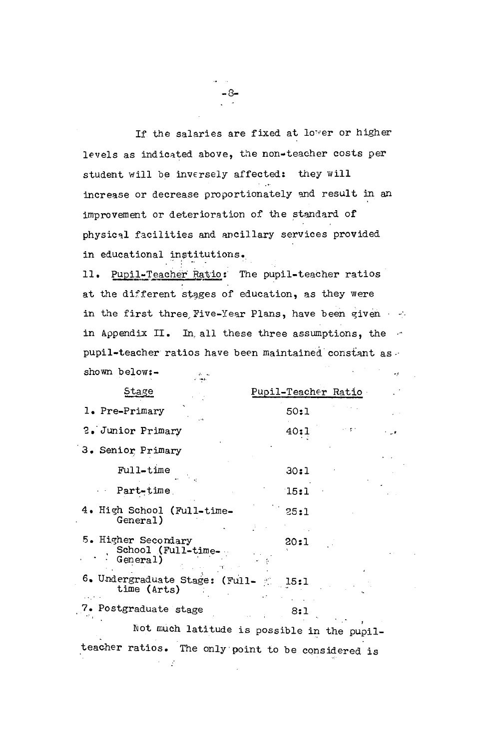If the salaries are fixed at lower or higher levels as indicated above, the non-teacher costs per student will be inversely affected: they will increase or decrease proportionately and result in an improvement or deterioration of the standard of physical facilities and ancillary services provided in educational institutions.

11. Pupil-Teacher Ratio: The pupil-teacher ratios at the different stages of education, as they were in the first three Five-Year Plans, have been given in Appendix II. In all these three assumptions, the pupil-teacher ratios have been maintained constant as shown below:-

| Stage | Pupil-Teacher Ratio |
|---|---|
| 1. Pre-Primary | 50:1 |
| 2. Junior Primary | 40:1 |
| 3. Senior Primary | |
| Full-time | 30:1 |
| Part-time | 15:1 |
| 4. High School (Full-time-General) | 25:1 |
| 5. Higher Secondary School (Full-time-General) | 20:1 |
| 6. Undergraduate Stage: (Full-time (Arts) | 15:1 |
| 7. Postgraduate stage | 8:1 |

Not much latitude is possible in the pupil-teacher ratios. The only point to be considered is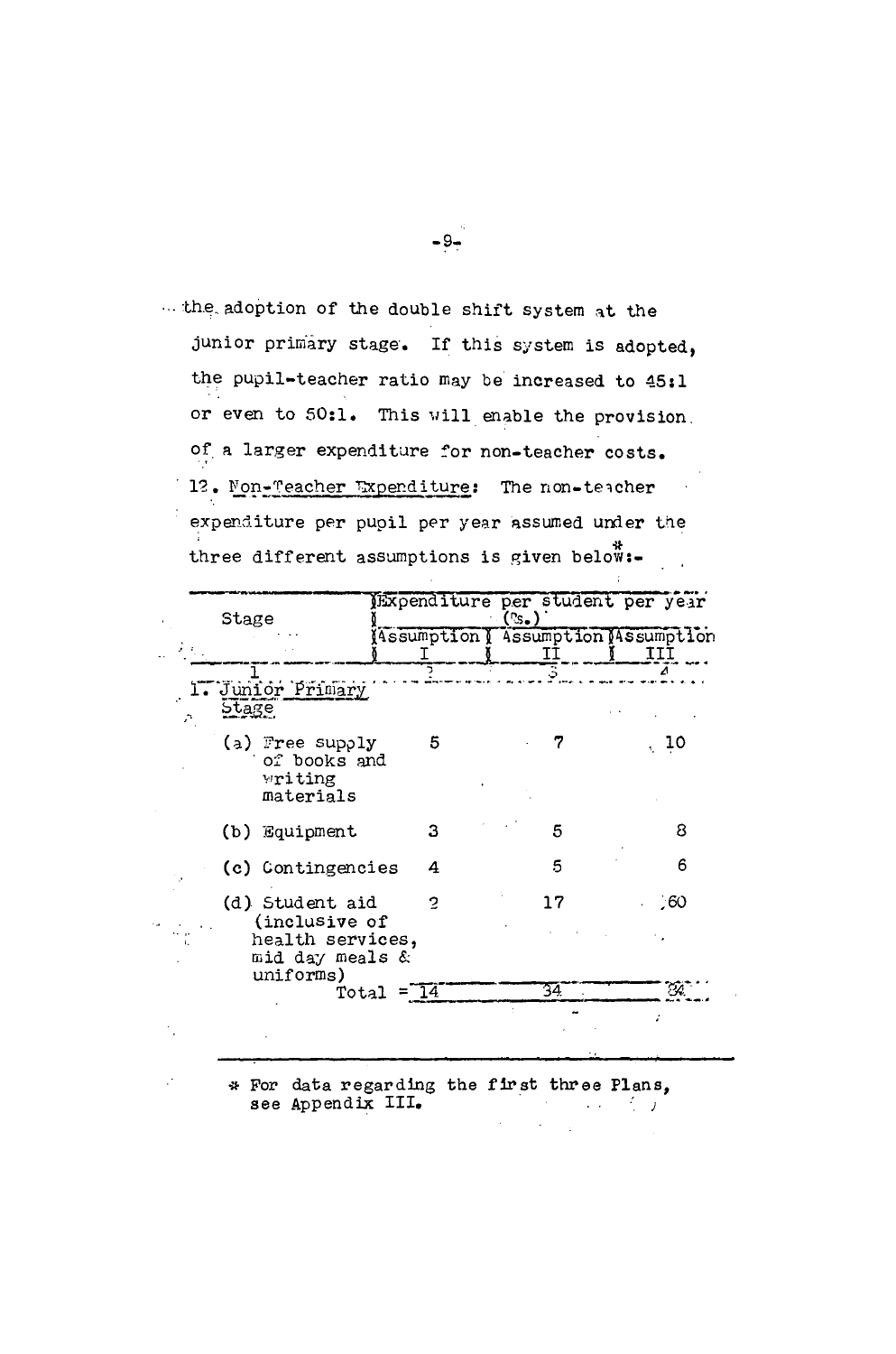...the adoption of the double shift system at the junior primary stage. If this system is adopted, the pupil-teacher ratio may be increased to 45:1 or even to 50:1. This will enable the provision of a larger expenditure for non-teacher costs.

12. Non-Teacher Expenditure: The non-teacher expenditure per pupil per year assumed under the three different assumptions is given below:*-

| Stage | Expenditure per student per year (Rs.) | | |
|---|---|---|---|
| | Assumption I | Assumption II | Assumption III |
| 1 | 2 | 3 | 4 |
| 1. Junior Primary Stage | | | |
| (a) Free supply of books and writing materials | 5 | 7 | 10 |
| (b) Equipment | 3 | 5 | 8 |
| (c) Contingencies | 4 | 5 | 6 |
| (d) Student aid (inclusive of health services, mid day meals & uniforms) | 2 | 17 | 60 |
| Total = | 14 | 34 | 84 |

\* For data regarding the first three Plans, see Appendix III.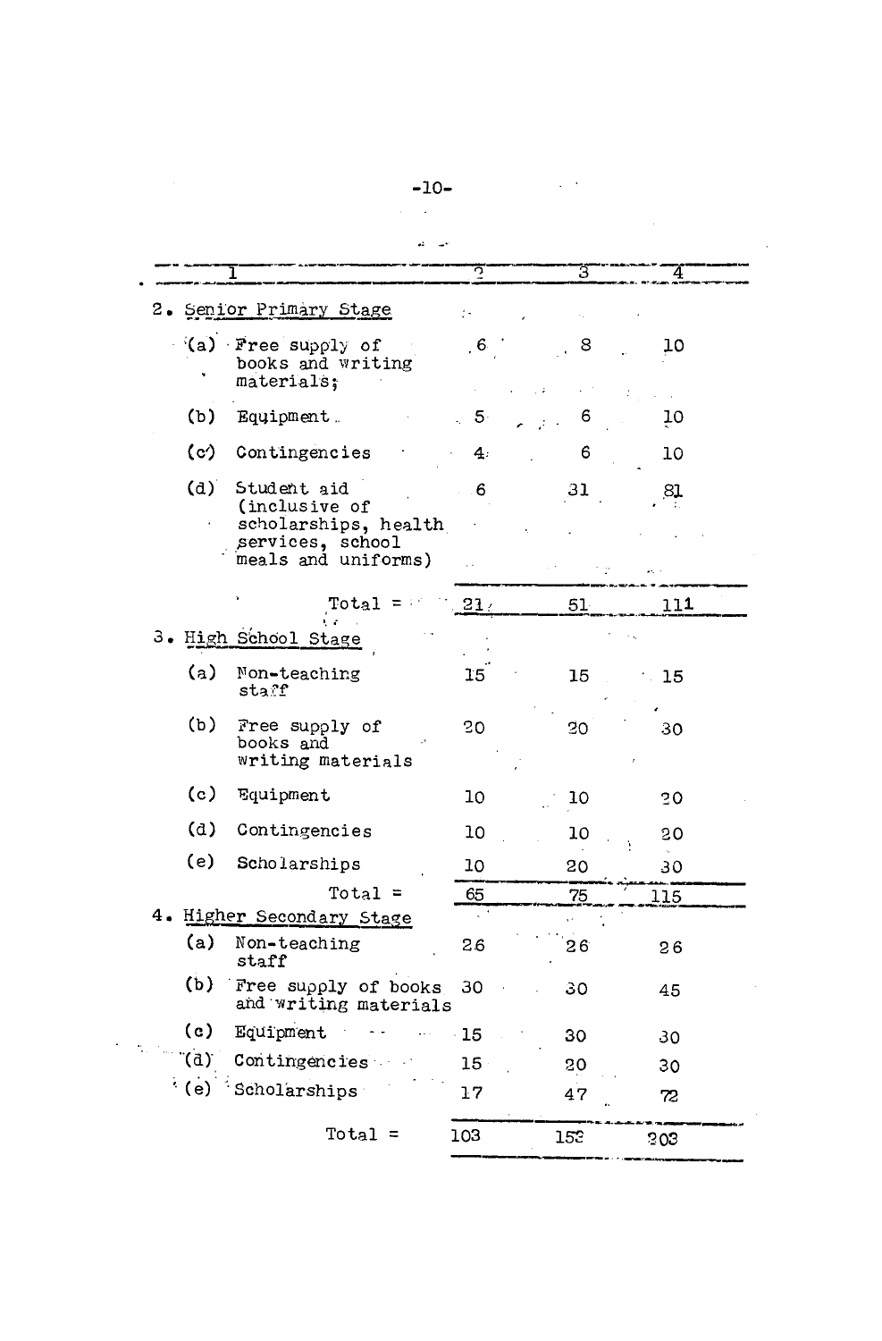| 1 | 2 | 3 | 4 |
|---|---|---|---|
| **2. Senior Primary Stage** | | | |
| (a) Free supply of books and writing materials; | 6 | 8 | 10 |
| (b) Equipment | 5 | 6 | 10 |
| (c) Contingencies | 4 | 6 | 10 |
| (d) Student aid (inclusive of scholarships, health services, school meals and uniforms) | 6 | 31 | 81 |
| Total = | 21 | 51 | 111 |
| **3. High School Stage** | | | |
| (a) Non-teaching staff | 15 | 15 | 15 |
| (b) Free supply of books and writing materials | 20 | 20 | 30 |
| (c) Equipment | 10 | 10 | 20 |
| (d) Contingencies | 10 | 10 | 20 |
| (e) Scholarships | 10 | 20 | 30 |
| Total = | 65 | 75 | 115 |
| **4. Higher Secondary Stage** | | | |
| (a) Non-teaching staff | 26 | 26 | 26 |
| (b) Free supply of books and writing materials | 30 | 30 | 45 |
| (c) Equipment | 15 | 30 | 30 |
| (d) Contingencies | 15 | 20 | 30 |
| (e) Scholarships | 17 | 47 | 72 |
| Total = | 103 | 153 | 203 |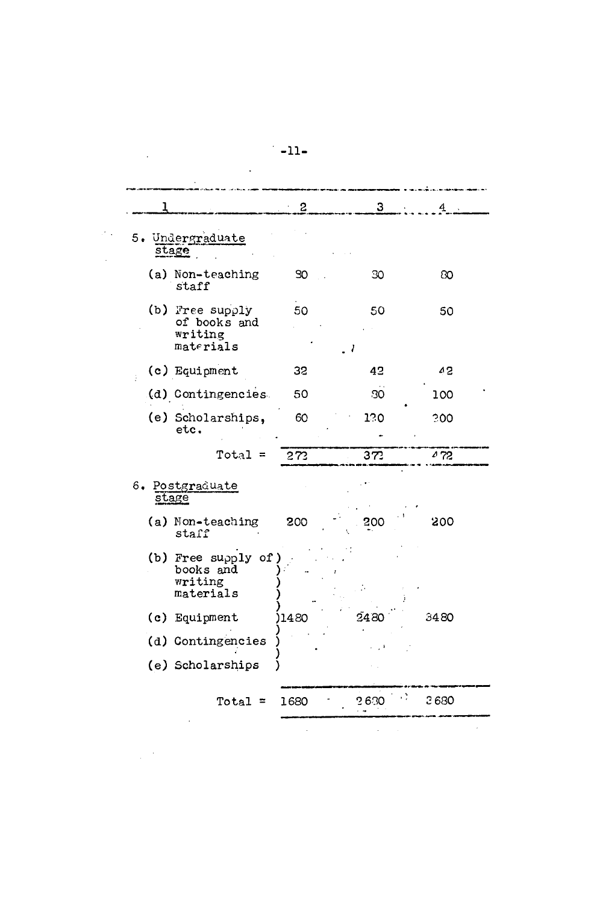| 1 | 2 | 3 | 4 |
|---|---|---|---|
| 5. <u>Undergraduate stage</u> | | | |
| (a) Non-teaching staff | 80 | 80 | 80 |
| (b) Free supply of books and writing materials | 50 | 50 | 50 |
| (c) Equipment | 32 | 42 | 42 |
| (d) Contingencies | 50 | 80 | 100 |
| (e) Scholarships, etc. | 60 | 120 | 200 |
| Total = | 272 | 372 | 472 |
| 6. <u>Postgraduate stage</u> | | | |
| (a) Non-teaching staff | 200 | 200 | 200 |
| (b) Free supply of books and writing materials ) | | | |
| (c) Equipment ) | 1480 | 2480 | 3480 |
| (d) Contingencies ) | | | |
| (e) Scholarships ) | | | |
| Total = | 1680 | 2680 | 3680 |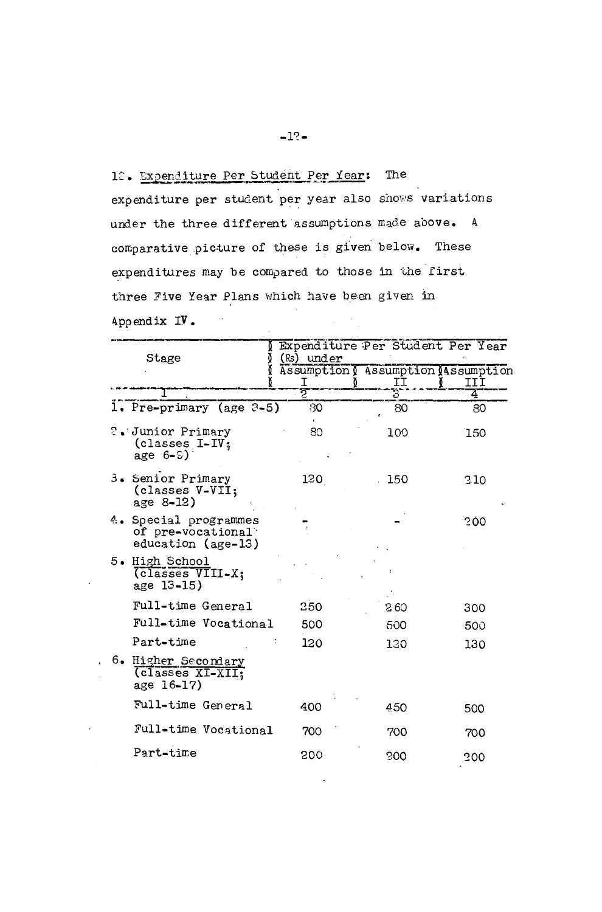12. Expenditure Per Student Per Year: The expenditure per student per year also shows variations under the three different assumptions made above. A comparative picture of these is given below. These expenditures may be compared to those in the first three Five Year Plans which have been given in Appendix IV.

| Stage | Expenditure Per Student Per Year (Rs) under | | |
|---|---|---|---|
| | Assumption I | Assumption II | Assumption III |
| 1 | 2 | 3 | 4 |
| 1. Pre-primary (age 3-5) | 80 | 80 | 80 |
| 2. Junior Primary (classes I-IV; age 6-9) | 80 | 100 | 150 |
| 3. Senior Primary (classes V-VII; age 8-12) | 120 | 150 | 210 |
| 4. Special programmes of pre-vocational education (age-13) | - | - | 200 |
| 5. High School (classes VIII-X; age 13-15) | | | |
| Full-time General | 250 | 260 | 300 |
| Full-time Vocational | 500 | 500 | 500 |
| Part-time | 120 | 120 | 130 |
| 6. Higher Secondary (classes XI-XII; age 16-17) | | | |
| Full-time General | 400 | 450 | 500 |
| Full-time Vocational | 700 | 700 | 700 |
| Part-time | 200 | 200 | 200 |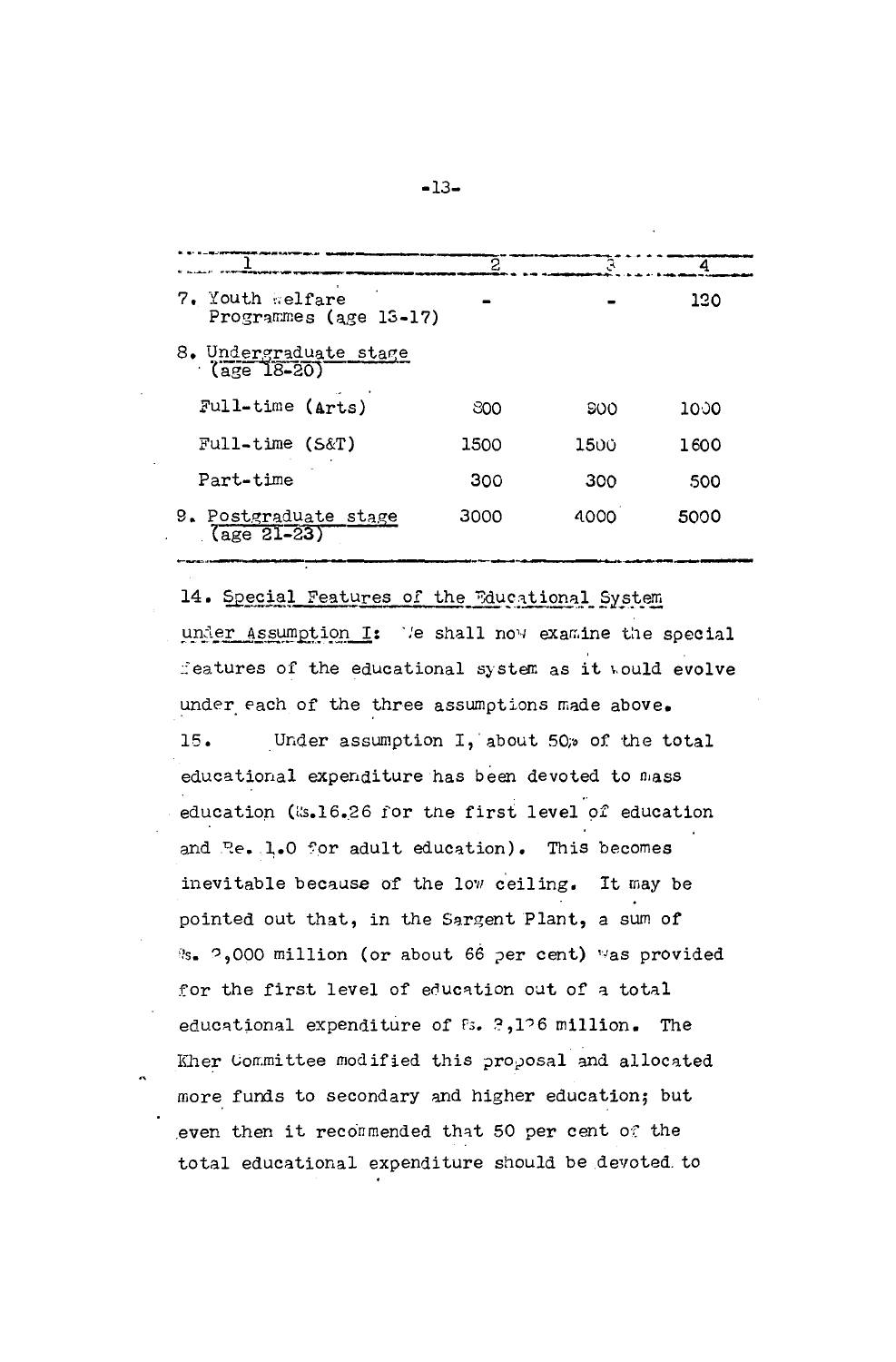| 1 | 2 | 3 | 4 |
|---|---|---|---|
| 7. Youth welfare Programmes (age 13-17) | - | - | 120 |
| 8. Undergraduate stage (age 18-20) | | | |
| Full-time (Arts) | 800 | 900 | 1000 |
| Full-time (S&T) | 1500 | 1500 | 1600 |
| Part-time | 300 | 300 | 500 |
| 9. Postgraduate stage (age 21-23) | 3000 | 4000 | 5000 |

14. Special Features of the Educational System under Assumption I: We shall now examine the special features of the educational system as it would evolve under each of the three assumptions made above.

15. Under assumption I, about 50% of the total educational expenditure has been devoted to mass education (Rs.16.26 for the first level of education and Re. 1.0 for adult education). This becomes inevitable because of the low ceiling. It may be pointed out that, in the Sargent Plant, a sum of Rs. 2,000 million (or about 66 per cent) was provided for the first level of education out of a total educational expenditure of Rs. 3,126 million. The Kher Committee modified this proposal and allocated more funds to secondary and higher education; but even then it recommended that 50 per cent of the total educational expenditure should be devoted to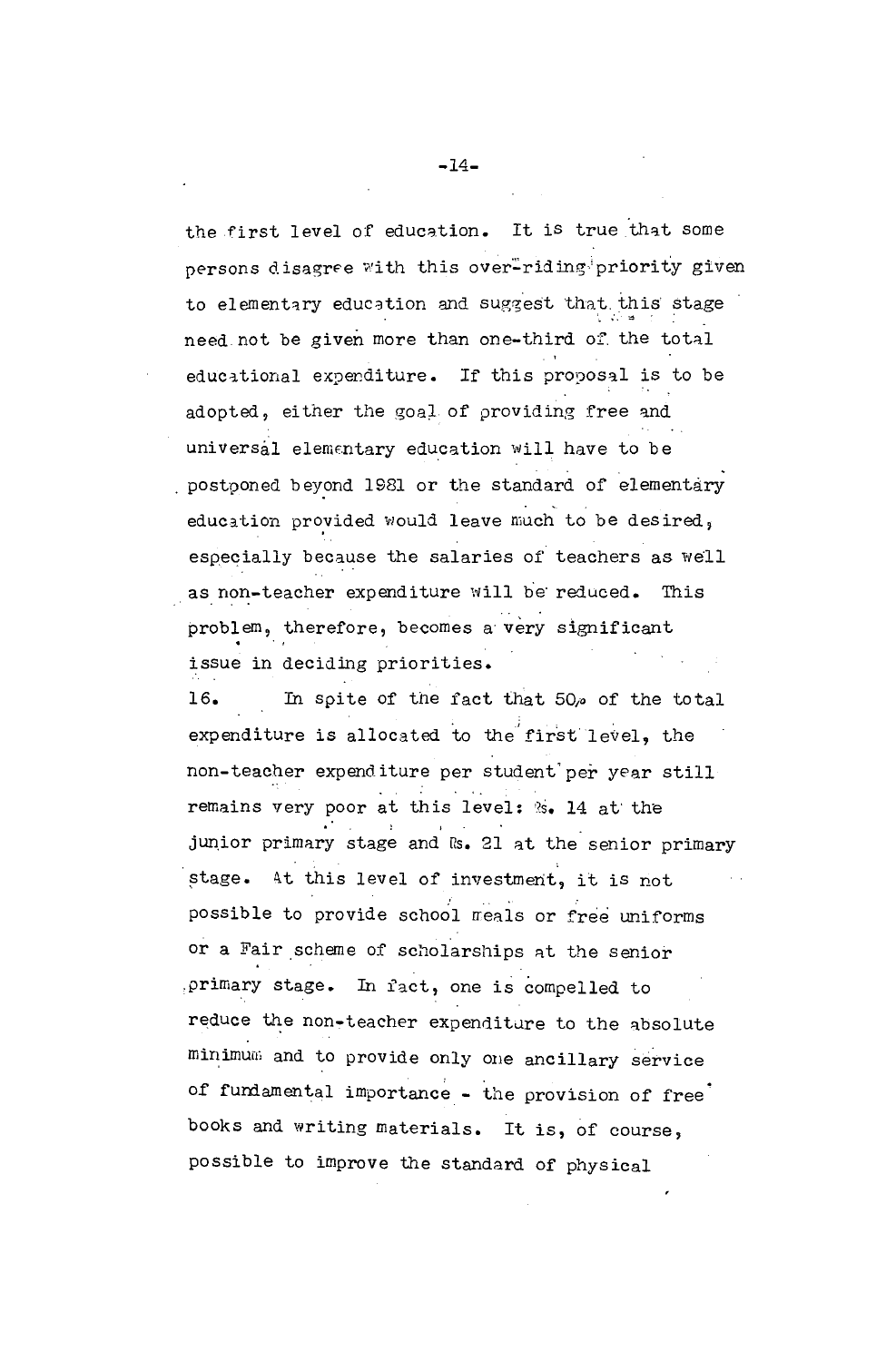the first level of education. It is true that some persons disagree with this over-riding priority given to elementary education and suggest that this stage need not be given more than one-third of the total educational expenditure. If this proposal is to be adopted, either the goal of providing free and universal elementary education will have to be postponed beyond 1981 or the standard of elementary education provided would leave much to be desired, especially because the salaries of teachers as well as non-teacher expenditure will be reduced. This problem, therefore, becomes a very significant issue in deciding priorities.

16. In spite of the fact that 50% of the total expenditure is allocated to the first level, the non-teacher expenditure per student per year still remains very poor at this level: Rs. 14 at the junior primary stage and Rs. 21 at the senior primary stage. At this level of investment, it is not possible to provide school meals or free uniforms or a Fair scheme of scholarships at the senior primary stage. In fact, one is compelled to reduce the non-teacher expenditure to the absolute minimum and to provide only one ancillary service of fundamental importance - the provision of free books and writing materials. It is, of course, possible to improve the standard of physical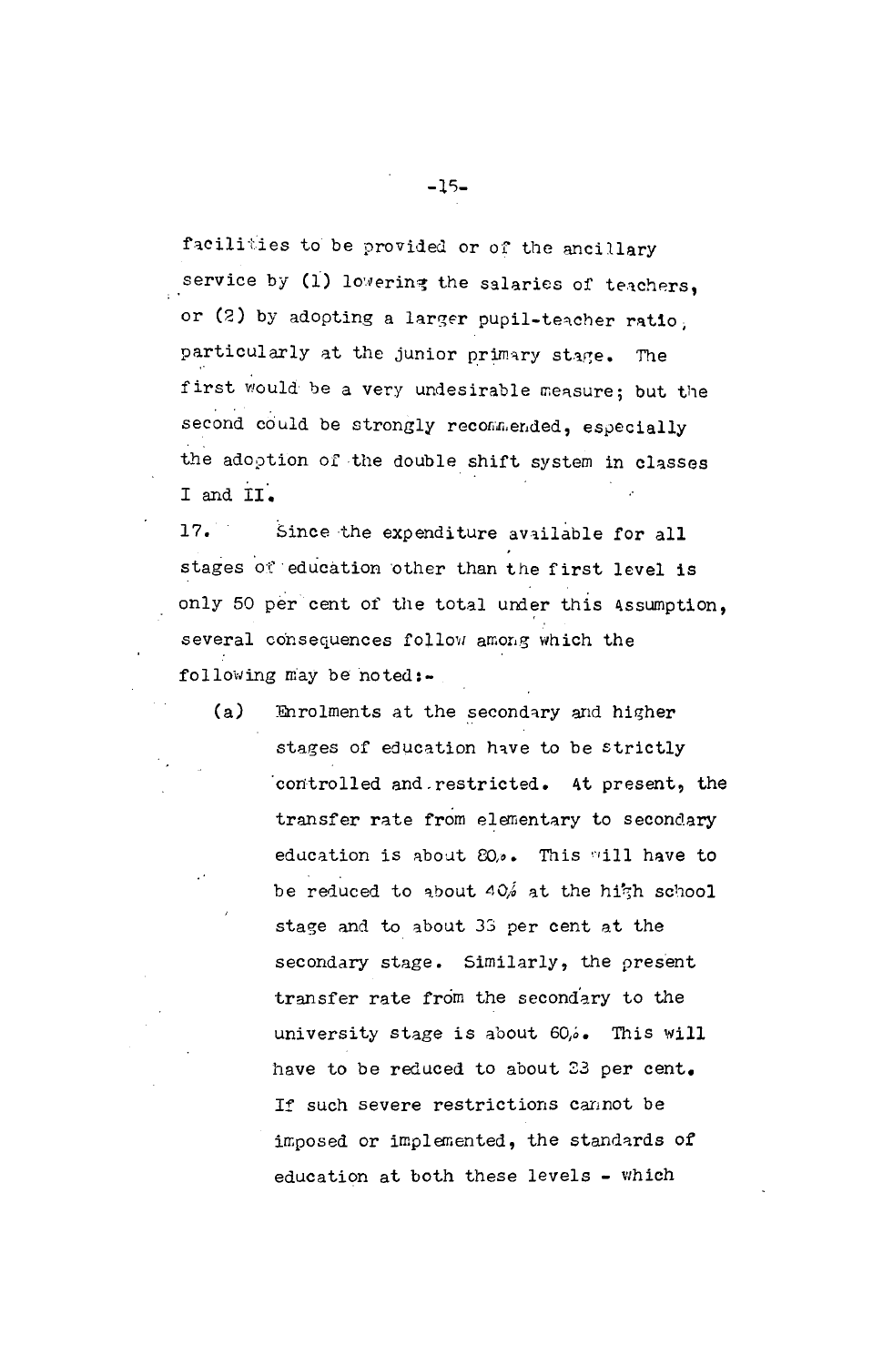facilities to be provided or of the ancillary service by (1) lowering the salaries of teachers, or (2) by adopting a larger pupil-teacher ratio, particularly at the junior primary stage. The first would be a very undesirable measure; but the second could be strongly recommended, especially the adoption of the double shift system in classes I and II.

17. Since the expenditure available for all stages of education other than the first level is only 50 per cent of the total under this Assumption, several consequences follow among which the following may be noted:-

(a) Enrolments at the secondary and higher stages of education have to be strictly controlled and restricted. At present, the transfer rate from elementary to secondary education is about 80%. This will have to be reduced to about 40% at the high school stage and to about 33 per cent at the secondary stage. Similarly, the present transfer rate from the secondary to the university stage is about 60%. This will have to be reduced to about 33 per cent. If such severe restrictions cannot be imposed or implemented, the standards of education at both these levels - which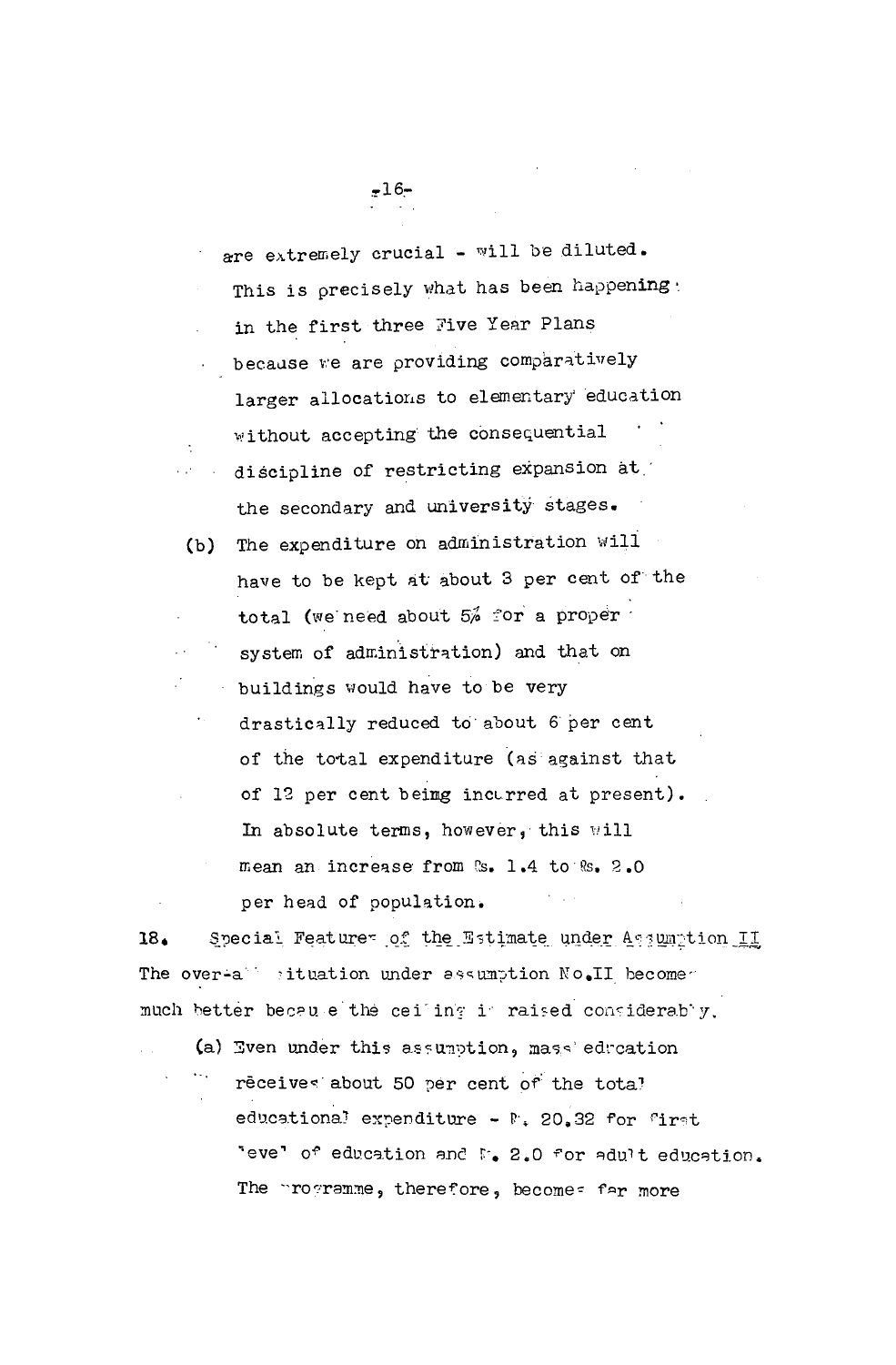are extremely crucial - will be diluted. This is precisely what has been happening in the first three Five Year Plans because we are providing comparatively larger allocations to elementary education without accepting the consequential discipline of restricting expansion at the secondary and university stages.

(b) The expenditure on administration will have to be kept at about 3 per cent of the total (we need about 5% for a proper system of administration) and that on buildings would have to be very drastically reduced to about 6 per cent of the total expenditure (as against that of 12 per cent being incurred at present). In absolute terms, however, this will mean an increase from Rs. 1.4 to Rs. 2.0 per head of population.

18. Special Features of the Estimate under Assumption II

The over-all situation under assumption No.II becomes much better because the ceiling is raised considerably.

(a) Even under this assumption, mass education receives about 50 per cent of the total educational expenditure - Rs. 20.32 for first level of education and Rs. 2.0 for adult education. The programme, therefore, becomes far more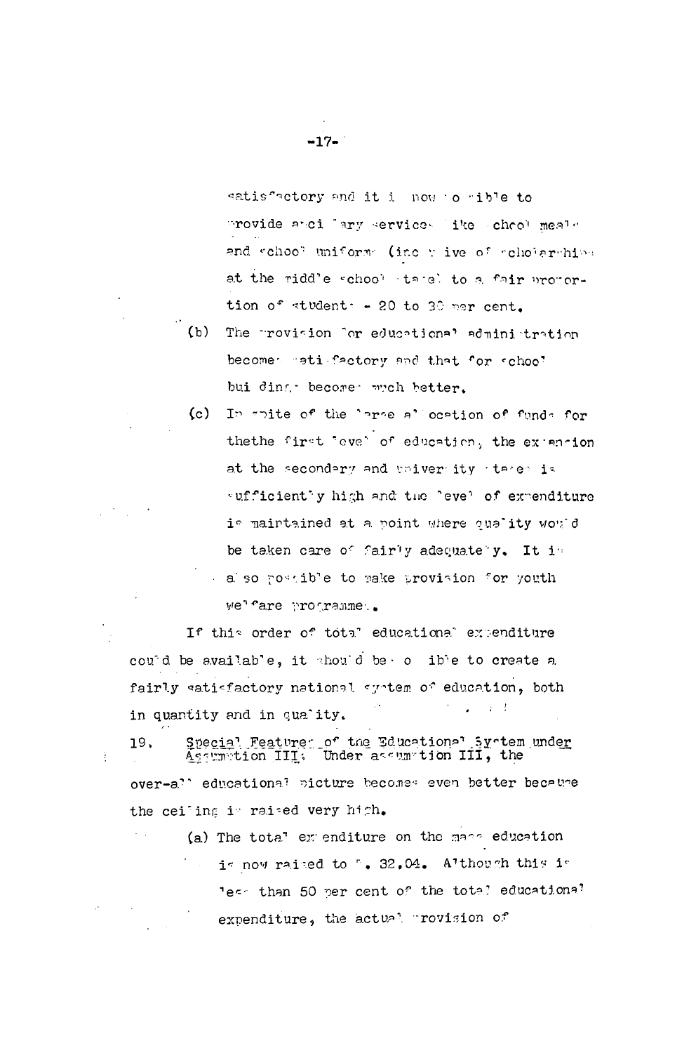satisfactory and it is now possible to provide ancillary services like school meals and school uniforms (inclusive of scholarships at the middle school stage) to a fair proportion of students - 20 to 30 per cent.

(b) The provision for educational administration becomes satisfactory and that for school buildings becomes much better.

(c) In spite of the large allocation of funds for thethe first level of education, the expansion at the secondary and university stages is sufficiently high and the level of expenditure is maintained at a point where quality would be taken care of fairly adequately. It is also possible to make provision for youth welfare programmes.

If this order of total educational expenditure could be available, it should be possible to create a fairly satisfactory national system of education, both in quantity and in quality.

19. Special Features of the Educational System under Assumption III: Under assumption III, the over-all educational picture becomes even better because the ceiling is raised very high.

(a) The total expenditure on the mass education is now raised to Rs. 32.04. Although this is less than 50 per cent of the total educational expenditure, the actual provision of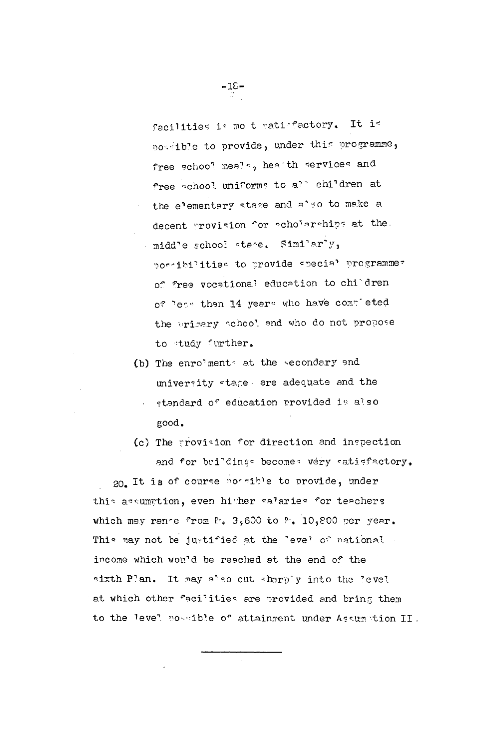facilities is most satisfactory. It is possible to provide, under this programme, free school meals, health services and free school uniforms to all children at the elementary stage and also to make a decent provision for scholarships at the middle school stage. Similarly, possibilities to provide special programmes of free vocational education to children of less than 14 years who have completed the primary school and who do not propose to study further.

(b) The enrolments at the secondary and university stages are adequate and the standard of education provided is also good.

(c) The provision for direction and inspection and for buildings becomes very satisfactory.

20. It is of course possible to provide, under this assumption, even higher salaries for teachers which may range from Rs. 3,600 to Rs. 10,800 per year. This may not be justified at the level of national income which would be reached at the end of the sixth Plan. It may also cut sharply into the level at which other facilities are provided and bring them to the level possible of attainment under Assumption II.

---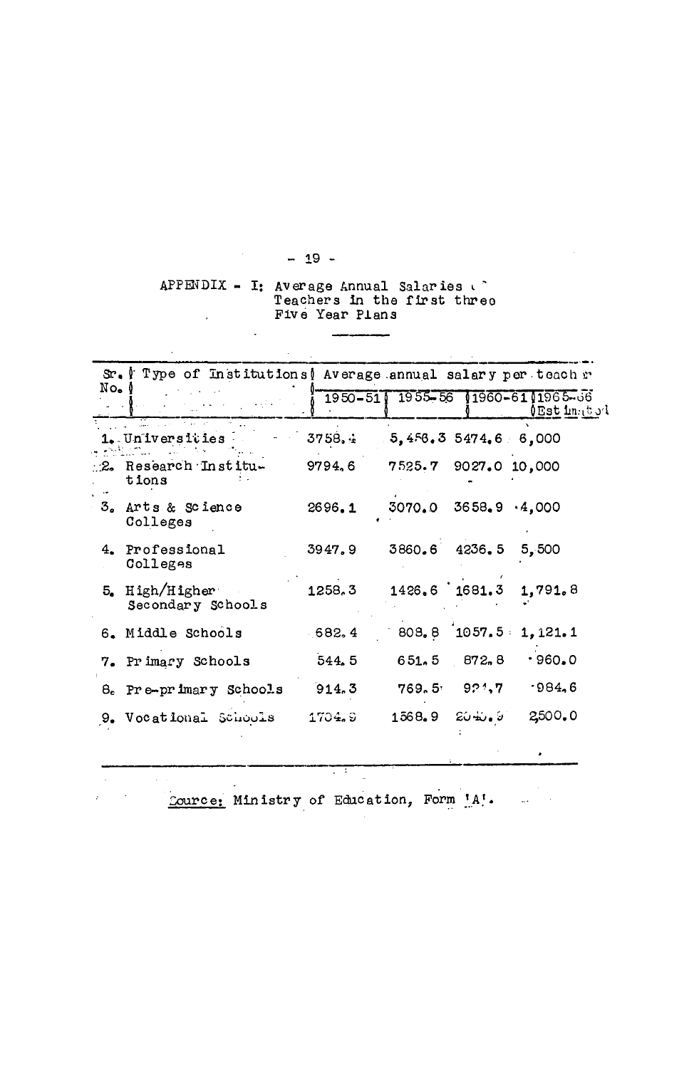APPENDIX - I: Average Annual Salaries of Teachers in the first three Five Year Plans

| Sr. No. | Type of Institutions | Average annual salary per teacher | | | |
|---|---|---|---|---|---|
| | | 1950-51 | 1955-56 | 1960-61 | 1965-66 (Estimated) |
| 1. | Universities | 3758.4 | 5,456.3 | 5474.6 | 6,000 |
| 2. | Research Institutions | 9794.6 | 7525.7 | 9027.0 | 10,000 |
| 3. | Arts & Science Colleges | 2696.1 | 3070.0 | 3658.9 | 4,000 |
| 4. | Professional Colleges | 3947.9 | 3860.6 | 4236.5 | 5,500 |
| 5. | High/Higher Secondary Schools | 1258.3 | 1426.6 | 1681.3 | 1,791.8 |
| 6. | Middle Schools | 682.4 | 808.8 | 1057.5 | 1,121.1 |
| 7. | Primary Schools | 544.5 | 651.5 | 872.8 | 960.0 |
| 8. | Pre-primary Schools | 914.3 | 769.5 | 921.7 | 984.6 |
| 9. | Vocational Schools | 1704.9 | 1568.9 | 2040.9 | 2,500.0 |

Source: Ministry of Education, Form 'A'.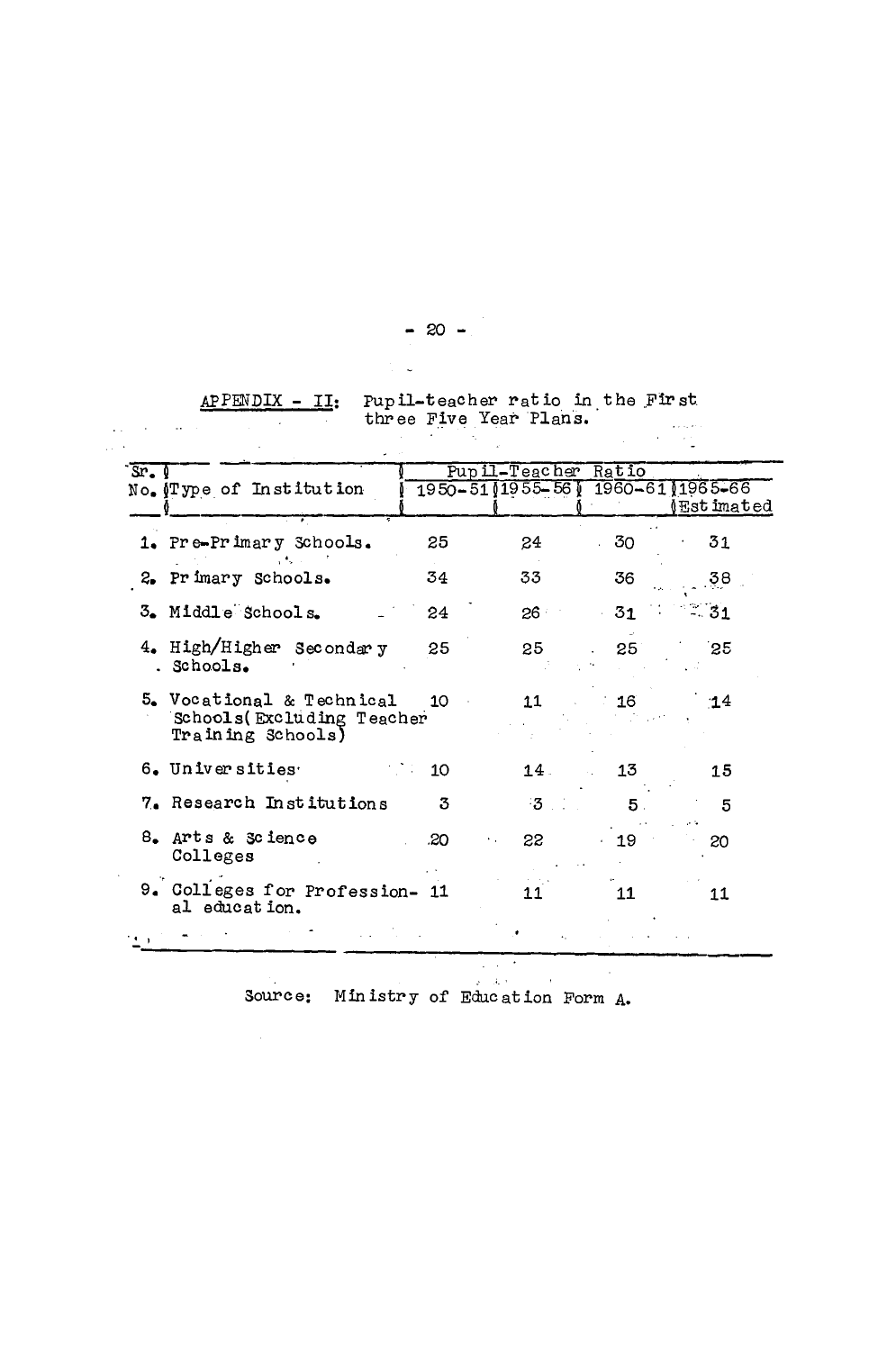**APPENDIX - II:** Pupil-teacher ratio in the First three Five Year Plans.

| Sr. No. | Type of Institution | Pupil-Teacher Ratio | | | |
|---|---|---|---|---|---|
| | | 1950-51 | 1955-56 | 1960-61 | 1965-66 Estimated |
| 1. | Pre-Primary Schools. | 25 | 24 | 30 | 31 |
| 2. | Primary Schools. | 34 | 33 | 36 | 38 |
| 3. | Middle Schools. | 24 | 26 | 31 | 31 |
| 4. | High/Higher Secondary Schools. | 25 | 25 | 25 | 25 |
| 5. | Vocational & Technical Schools(Excluding Teacher Training Schools) | 10 | 11 | 16 | 14 |
| 6. | Universities | 10 | 14 | 13 | 15 |
| 7. | Research Institutions | 3 | 3 | 5 | 5 |
| 8. | Arts & Science Colleges | 20 | 22 | 19 | 20 |
| 9. | Colleges for Professional education. | 11 | 11 | 11 | 11 |

Source: Ministry of Education Form A.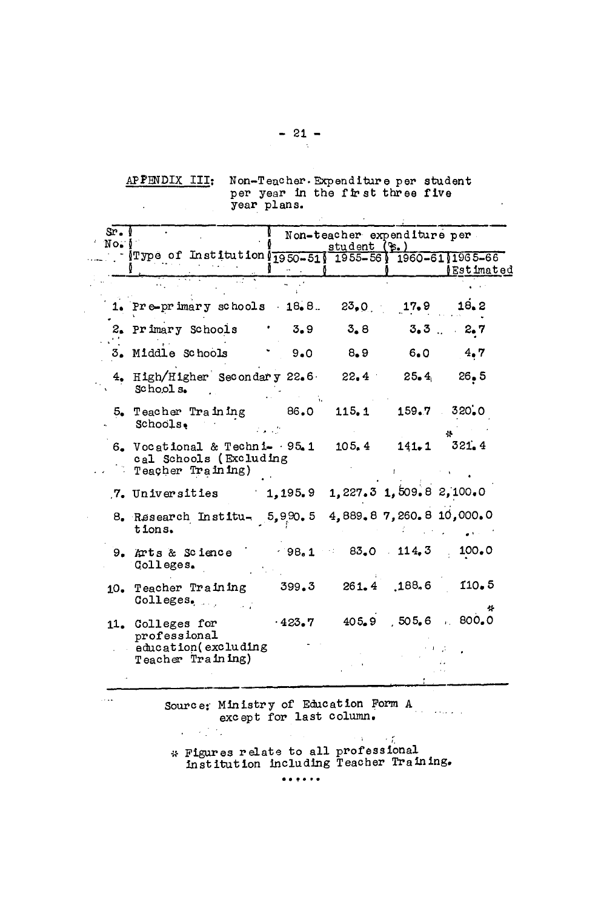APPENDIX III: Non-Teacher Expenditure per student per year in the first three five year plans.

| Sr. No. | Type of Institution | Non-teacher expenditure per student (Rs.) | | | |
|---|---|---|---|---|---|
| | | 1950-51 | 1955-56 | 1960-61 | 1965-66 Estimated |
| 1. | Pre-primary schools | 18.8 | 23.0 | 17.9 | 18.2 |
| 2. | Primary Schools | 3.9 | 3.8 | 3.3 | 2.7 |
| 3. | Middle Schools | 9.0 | 8.9 | 6.0 | 4.7 |
| 4. | High/Higher Secondary Schools. | 22.6 | 22.4 | 25.4 | 26.5 |
| 5. | Teacher Training Schools. | 86.0 | 115.1 | 159.7 | 320.0 * |
| 6. | Vocational & Technical Schools (Excluding Teacher Training) | 95.1 | 105.4 | 141.1 | 321.4 |
| 7. | Universities | 1,195.9 | 1,227.3 | 1,509.8 | 2,100.0 |
| 8. | Research Institutions. | 5,990.5 | 4,889.8 | 7,260.8 | 10,000.0 |
| 9. | Arts & Science Colleges. | 98.1 | 83.0 | 114.3 | 100.0 |
| 10. | Teacher Training Colleges. | 399.3 | 261.4 | 188.6 | 110.5 |
| 11. | Colleges for professional education (excluding Teacher Training) | 423.7 | 405.9 | 505.6 | 800.0 * |

Source: Ministry of Education Form A except for last column.

\* Figures relate to all professional institution including Teacher Training.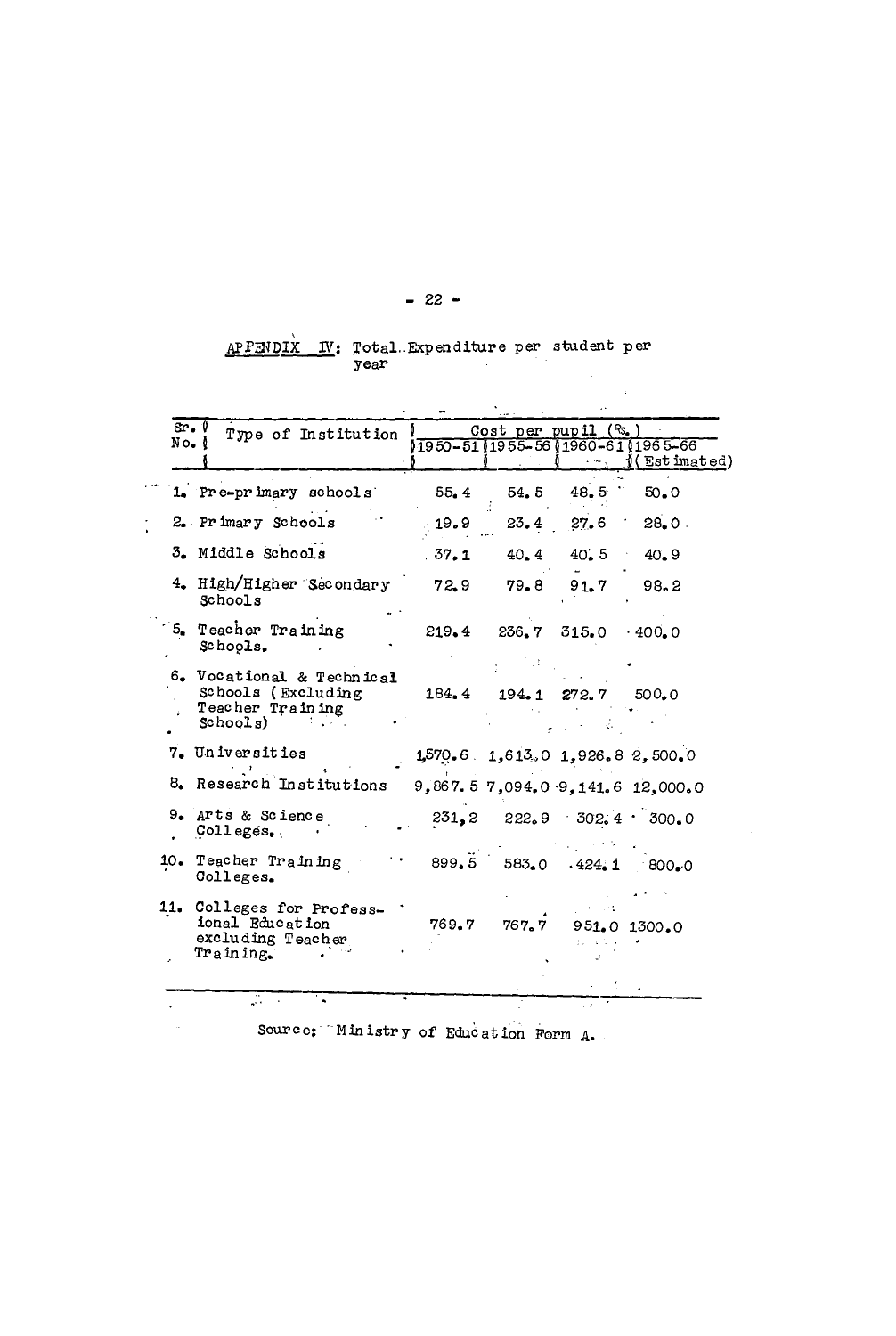APPENDIX IV: Total Expenditure per student per year

| Sr. No. | Type of Institution | Cost per pupil (Rs.) | | | |
|---|---|---|---|---|---|
| | | 1950-51 | 1955-56 | 1960-61 | 1965-66 (Estimated) |
| 1. | Pre-primary schools | 55.4 | 54.5 | 48.5 | 50.0 |
| 2. | Primary Schools | 19.9 | 23.4 | 27.6 | 28.0 |
| 3. | Middle Schools | 37.1 | 40.4 | 40.5 | 40.9 |
| 4. | High/Higher Secondary Schools | 72.9 | 79.8 | 91.7 | 98.2 |
| 5. | Teacher Training Schools. | 219.4 | 236.7 | 315.0 | 400.0 |
| 6. | Vocational & Technical Schools (Excluding Teacher Training Schools) | 184.4 | 194.1 | 272.7 | 500.0 |
| 7. | Universities | 1,570.6 | 1,613.0 | 1,926.8 | 2,500.0 |
| 8. | Research Institutions | 9,867.5 | 7,094.0 | 9,141.6 | 12,000.0 |
| 9. | Arts & Science Colleges. | 231.2 | 222.9 | 302.4 | 300.0 |
| 10. | Teacher Training Colleges. | 899.5 | 583.0 | 424.1 | 800.0 |
| 11. | Colleges for Professional Education excluding Teacher Training. | 769.7 | 767.7 | 951.0 | 1300.0 |

Source: Ministry of Education Form A.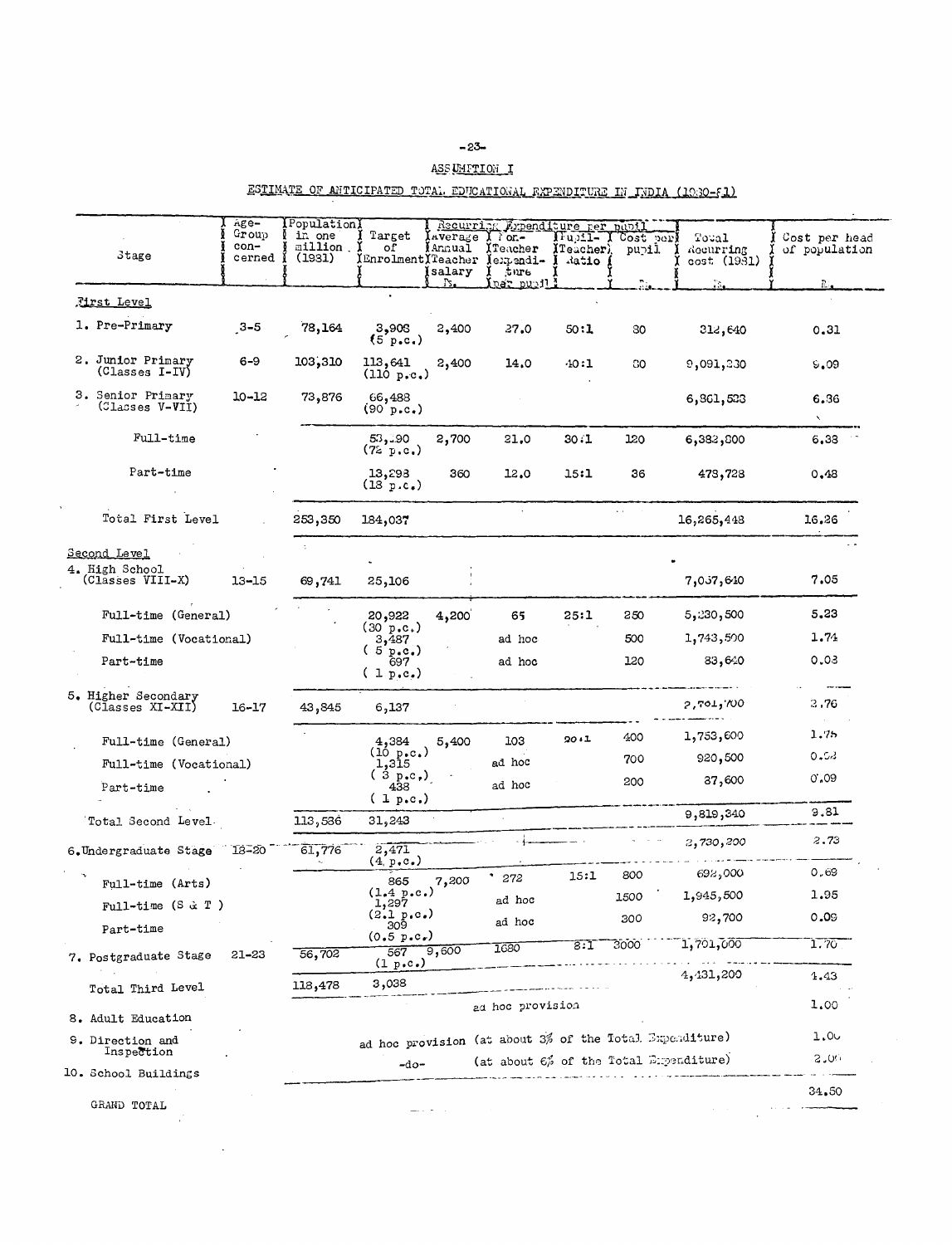ASSUMPTION I

ESTIMATE OF ANTICIPATED TOTAL EDUCATIONAL EXPENDITURE IN INDIA (1980-81)

| Stage | Age-Group con-cerned | Population in one million (1981) | Target of Enrolment | Recurring Expenditure per pupil: Average Annual Teacher salary Rs. | Non-Teacher expenditure per pupil | Pupil-Teacher Ratio | Cost per pupil Rs. | Total Recurring cost (1981) Rs. | Cost per head of population Rs. |
|---|---|---|---|---|---|---|---|---|---|
| **First Level** | | | | | | | | | |
| 1. Pre-Primary | 3-5 | 78,164 | 3,908 (5 p.c.) | 2,400 | 27.0 | 50:1 | 80 | 312,640 | 0.31 |
| 2. Junior Primary (Classes I-IV) | 6-9 | 103,310 | 113,641 (110 p.c.) | 2,400 | 14.0 | 40:1 | 80 | 9,091,280 | 9.09 |
| 3. Senior Primary (Classes V-VII) | 10-12 | 73,876 | 66,488 (90 p.c.) | | | | | 6,861,528 | 6.86 |
| Full-time | | | 53,190 (72 p.c.) | 2,700 | 21.0 | 30:1 | 120 | 6,382,800 | 6.38 |
| Part-time | | | 13,298 (18 p.c.) | 360 | 12.0 | 15:1 | 36 | 478,728 | 0.48 |
| Total First Level | | 253,350 | 184,037 | | | | | 16,265,448 | 16.26 |
| **Second Level** | | | | | | | | | |
| 4. High School (Classes VIII-X) | 13-15 | 69,741 | 25,106 | | | | | 7,057,640 | 7.05 |
| Full-time (General) | | | 20,922 (30 p.c.) | 4,200 | 65 | 25:1 | 250 | 5,230,500 | 5.23 |
| Full-time (Vocational) | | | 3,487 (5 p.c.) | | ad hoc | | 500 | 1,743,500 | 1.74 |
| Part-time | | | 697 (1 p.c.) | | ad hoc | | 120 | 83,640 | 0.08 |
| 5. Higher Secondary (Classes XI-XII) | 16-17 | 43,845 | 6,137 | | | | | 2,761,700 | 2.76 |
| Full-time (General) | | | 4,384 (10 p.c.) | 5,400 | 103 | 20:1 | 400 | 1,753,600 | 1.75 |
| Full-time (Vocational) | | | 1,315 (3 p.c.) | | ad hoc | | 700 | 920,500 | 0.92 |
| Part-time | | | 438 (1 p.c.) | | ad hoc | | 200 | 87,600 | 0.09 |
| Total Second Level | | 113,586 | 31,243 | | | | | 9,819,340 | 9.81 |
| 6. Undergraduate Stage | 18-20 | 61,776 | 2,471 (4 p.c.) | | | | | 2,730,200 | 2.73 |
| Full-time (Arts) | | | 865 (1.4 p.c.) | 7,200 | 272 | 15:1 | 800 | 692,000 | 0.69 |
| Full-time (S & T) | | | 1,297 (2.1 p.c.) | | ad hoc | | 1500 | 1,945,500 | 1.95 |
| Part-time | | | 309 (0.5 p.c.) | | ad hoc | | 300 | 92,700 | 0.09 |
| 7. Postgraduate Stage | 21-23 | 56,702 | 567 (1 p.c.) | 9,600 | 1680 | 8:1 | 3000 | 1,701,000 | 1.70 |
| Total Third Level | | 118,478 | 3,038 | | | | | 4,431,200 | 4.43 |
| 8. Adult Education | | | ad hoc provision | | | | | | 1.00 |
| 9. Direction and Inspection | | | ad hoc provision (at about 3% of the Total Expenditure) | | | | | | 1.00 |
| 10. School Buildings | | | -do- (at about 6% of the Total Expenditure) | | | | | | 2.00 |
| GRAND TOTAL | | | | | | | | | 34.50 |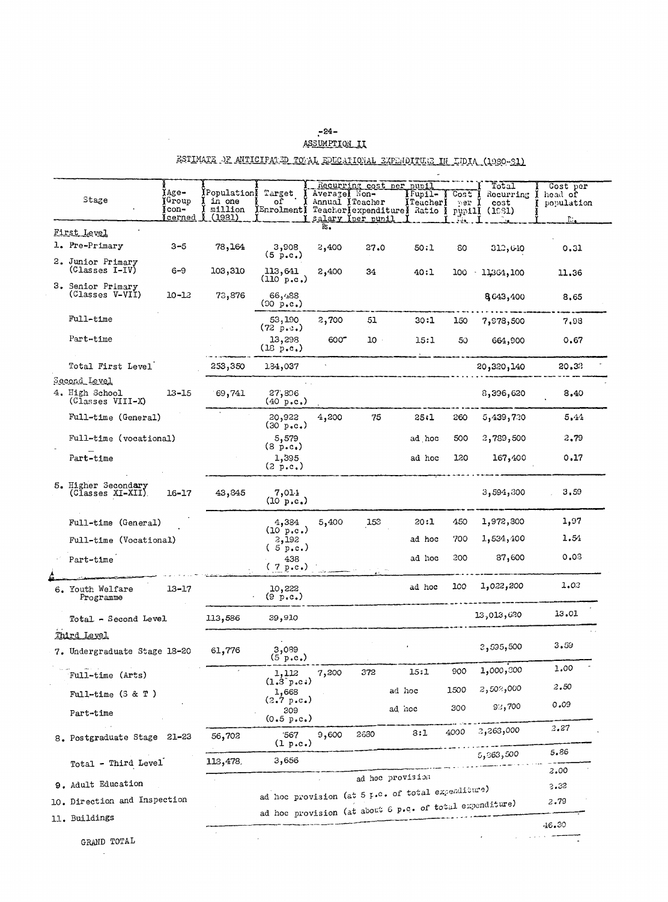## ASSUMPTION II

### ESTIMATE OF ANTICIPATED TOTAL EDUCATIONAL EXPENDITURE IN INDIA (1980-81)

| Stage | Age-Group concerned | Population in one million (1981) | Target of Enrolment | Recurring cost per pupil: Average Annual Teacher salary Rs. | Recurring cost per pupil: Non-Teacher expenditure per pupil | Recurring cost per pupil: Pupil-Teacher Ratio | Cost per pupil Rs. | Total Recurring cost (1981) | Cost per head of population Rs. |
|---|---|---|---|---|---|---|---|---|---|
| **First Level** | | | | | | | | | |
| 1. Pre-Primary | 3-5 | 78,164 | 3,908 (5 p.c.) | 2,400 | 27.0 | 50:1 | 80 | 312,640 | 0.31 |
| 2. Junior Primary (Classes I-IV) | 6-9 | 103,310 | 113,641 (110 p.c.) | 2,400 | 34 | 40:1 | 100 | 11,364,100 | 11.36 |
| 3. Senior Primary (Classes V-VII) | 10-12 | 73,876 | 66,488 (90 p.c.) | | | | | 8,643,400 | 8.65 |
| Full-time | | | 53,190 (72 p.c.) | 2,700 | 51 | 30:1 | 150 | 7,978,500 | 7.98 |
| Part-time | | | 13,298 (18 p.c.) | 600 | 10 | 15:1 | 50 | 664,900 | 0.67 |
| Total First Level | | 253,350 | 184,037 | | | | | 20,320,140 | 20.32 |
| **Second Level** | | | | | | | | | |
| 4. High School (Classes VIII-X) | 13-15 | 69,741 | 27,896 (40 p.c.) | | | | | 8,396,620 | 8.40 |
| Full-time (General) | | | 20,922 (30 p.c.) | 4,200 | 75 | 25:1 | 260 | 5,439,720 | 5.44 |
| Full-time (vocational) | | | 5,579 (8 p.c.) | | | ad hoc | 500 | 2,789,500 | 2.79 |
| Part-time | | | 1,395 (2 p.c.) | | | ad hoc | 120 | 167,400 | 0.17 |
| 5. Higher Secondary (Classes XI-XII) | 16-17 | 43,845 | 7,014 (10 p.c.) | | | | | 3,594,300 | 3.59 |
| Full-time (General) | | | 4,384 (10 p.c.) | 5,400 | 153 | 20:1 | 450 | 1,972,800 | 1.97 |
| Full-time (Vocational) | | | 2,192 (5 p.c.) | | | ad hoc | 700 | 1,534,400 | 1.54 |
| Part-time | | | 438 (7 p.c.) | | | ad hoc | 200 | 87,600 | 0.08 |
| 6. Youth Welfare Programme | 13-17 | | 10,222 (9 p.c.) | | | ad hoc | 100 | 1,022,200 | 1.02 |
| Total - Second Level | | 113,586 | 39,910 | | | | | 13,013,620 | 13.01 |
| **Third Level** | | | | | | | | | |
| 7. Undergraduate Stage | 18-20 | 61,776 | 3,089 (5 p.c.) | | | | | 2,595,500 | 3.59 |
| Full-time (Arts) | | | 1,112 (1.8 p.c.) | 7,200 | 372 | 15:1 | 900 | 1,000,800 | 1.00 |
| Full-time (S & T) | | | 1,668 (2.7 p.c.) | | | ad hoc | 1500 | 2,502,000 | 2.50 |
| Part-time | | | 309 (0.5 p.c.) | | | ad hoc | 300 | 92,700 | 0.09 |
| 8. Postgraduate Stage | 21-23 | 56,702 | 567 (1 p.c.) | 9,600 | 2680 | 8:1 | 4000 | 2,268,000 | 2.27 |
| Total - Third Level | | 118,478 | 3,656 | | | | | 5,863,500 | 5.86 |
| 9. Adult Education | | | ad hoc provision | | | | | | 2.00 |
| 10. Direction and Inspection | | | ad hoc provision (at 5 p.c. of total expenditure) | | | | | | 2.32 |
| 11. Buildings | | | ad hoc provision (at about 6 p.c. of total expenditure) | | | | | | 2.79 |
| GRAND TOTAL | | | | | | | | | 46.30 |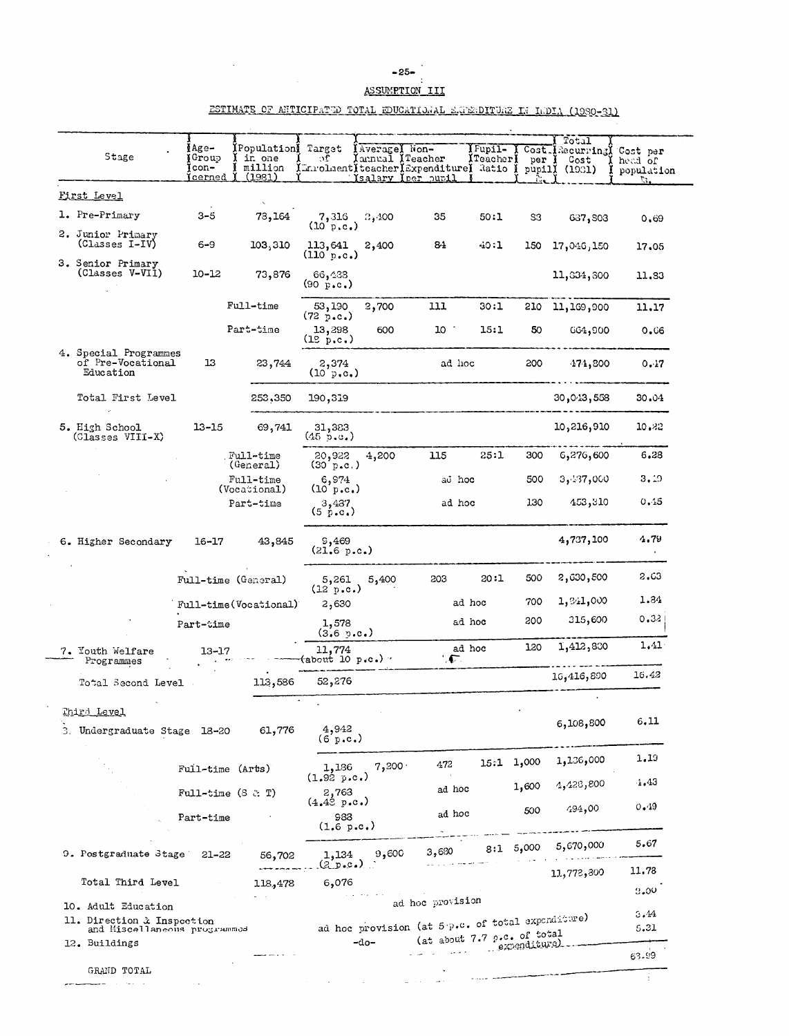## ASSUMPTION III

### ESTIMATE OF ANTICIPATED TOTAL EDUCATIONAL EXPENDITURE IN INDIA (1980-81)

| Stage | Age-Group con-cerned | Population in one million (1981) | Target of Enrolment | Average annual teacher salary | Non-Teacher Expenditure per pupil | Pupil-Teacher Ratio | Cost per pupil Rs. | Total Recurring Cost (1981) | Cost per head of population Rs. |
|---|---|---|---|---|---|---|---|---|---|
| **First Level** | | | | | | | | | |
| 1. Pre-Primary | 3-5 | 78,164 | 7,316 (10 p.c.) | 2,400 | 35 | 50:1 | 83 | 687,803 | 0.69 |
| 2. Junior Primary (Classes I-IV) | 6-9 | 103,310 | 113,641 (110 p.c.) | 2,400 | 84 | 40:1 | 150 | 17,046,150 | 17.05 |
| 3. Senior Primary (Classes V-VII) | 10-12 | 73,876 | 66,488 (90 p.c.) | | | | | 11,834,800 | 11.83 |
| Full-time | | | 53,190 (72 p.c.) | 2,700 | 111 | 30:1 | 210 | 11,169,900 | 11.17 |
| Part-time | | | 13,298 (18 p.c.) | 600 | 10 | 15:1 | 50 | 664,900 | 0.66 |
| 4. Special Programmes of Pre-Vocational Education | 13 | 23,744 | 2,374 (10 p.c.) | | ad hoc | | 200 | 474,800 | 0.47 |
| Total First Level | | 253,350 | 190,319 | | | | | 30,043,558 | 30.04 |
| 5. High School (Classes VIII-X) | 13-15 | 69,741 | 31,383 (45 p.c.) | | | | | 10,216,910 | 10.22 |
| Full-time (General) | | | 20,922 (30 p.c.) | 4,200 | 115 | 25:1 | 300 | 6,276,600 | 6.28 |
| Full-time (Vocational) | | | 6,974 (10 p.c.) | | ad hoc | | 500 | 3,487,000 | 3.49 |
| Part-time | | | 3,487 (5 p.c.) | | ad hoc | | 130 | 453,310 | 0.45 |
| 6. Higher Secondary | 16-17 | 43,845 | 9,469 (21.6 p.c.) | | | | | 4,787,100 | 4.79 |
| Full-time (General) | | | 5,261 (12 p.c.) | 5,400 | 203 | 20:1 | 500 | 2,630,500 | 2.63 |
| Full-time (Vocational) | | | 2,630 | | | ad hoc | 700 | 1,841,000 | 1.84 |
| Part-time | | | 1,578 (3.6 p.c.) | | | ad hoc | 200 | 315,600 | 0.32 |
| 7. Youth Welfare Programmes | 13-17 | | 11,774 (about 10 p.c.) | | | ad hoc | 120 | 1,412,880 | 1.41 |
| Total Second Level | | 113,586 | 52,276 | | | | | 16,416,890 | 16.42 |
| **Third Level** | | | | | | | | | |
| 8. Undergraduate Stage | 18-20 | 61,776 | 4,942 (8 p.c.) | | | | | 6,108,800 | 6.11 |
| Full-time (Arts) | | | 1,186 (1.92 p.c.) | 7,200 | 472 | 15:1 | 1,000 | 1,186,000 | 1.19 |
| Full-time (S & T) | | | 2,768 (4.48 p.c.) | | ad hoc | | 1,600 | 4,428,800 | 4.43 |
| Part-time | | | 988 (1.6 p.c.) | | ad hoc | | 500 | 494,00 | 0.49 |
| 9. Postgraduate Stage | 21-22 | 56,702 | 1,134 (2 p.c.) | 9,600 | 3,680 | 8:1 | 5,000 | 5,670,000 | 5.67 |
| Total Third Level | | 118,478 | 6,076 | | | | | 11,778,800 | 11.78 |
| 10. Adult Education | | | | | ad hoc provision | | | | 2.00 |
| 11. Direction & Inspection and Miscellaneous programmes | | | ad hoc provision (at 5 p.c. of total expenditure) | | | | | | 3.44 |
| 12. Buildings | | | -do- | | (at about 7.7 p.c. of total expenditure) | | | | 5.31 |
| GRAND TOTAL | | | | | | | | | 68.99 |